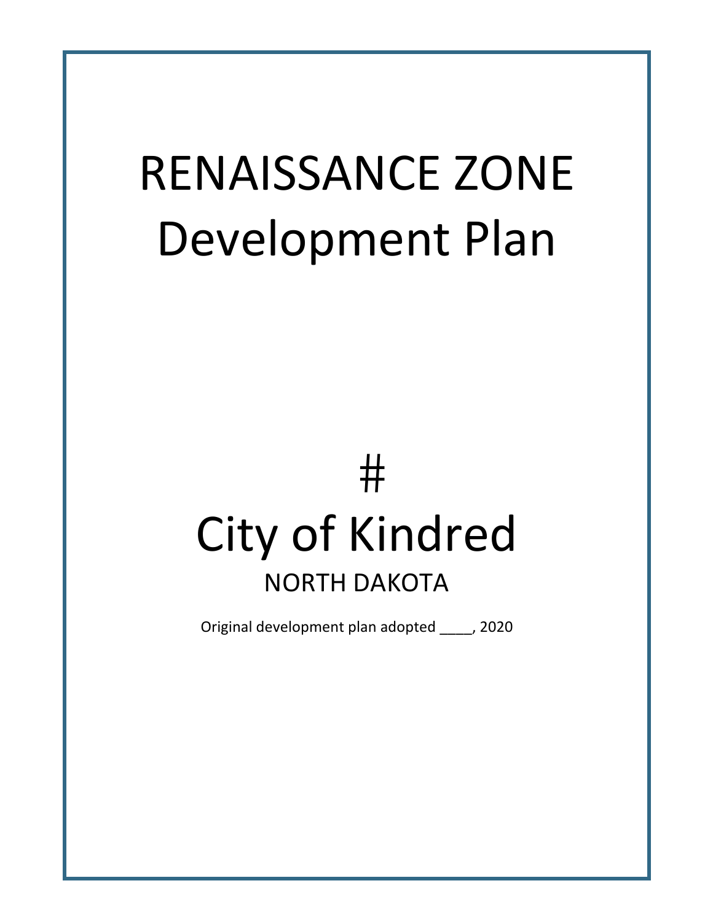# RENAISSANCE ZONE Development Plan

#

# City of Kindred

NORTH DAKOTA

Original development plan adopted ____, 2020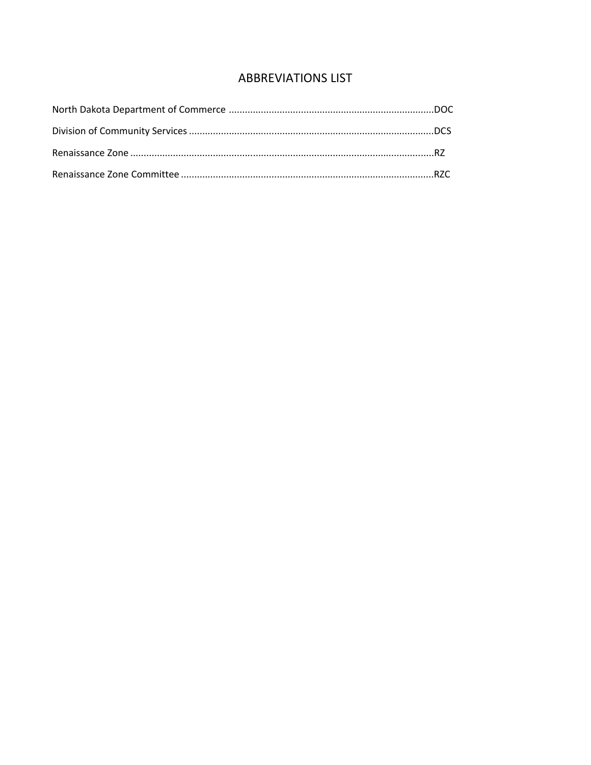# ABBREVIATIONS LIST

North Dakota Department of Commerce ............................................................................DOC

Division of Community Services ..........................................................................................DCS

Renaissance Zone ..................................................................................................................RZ

Renaissance Zone Committee ..............................................................................................RZC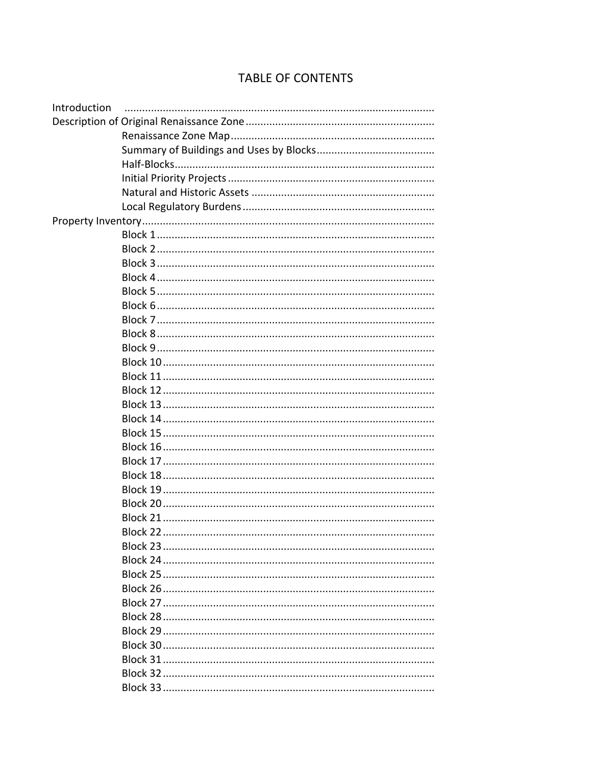# TABLE OF CONTENTS

- Introduction
- Description of Original Renaissance Zone
  - Renaissance Zone Map
  - Summary of Buildings and Uses by Blocks
  - Half-Blocks
  - Initial Priority Projects
  - Natural and Historic Assets
  - Local Regulatory Burdens
- Property Inventory
  - Block 1
  - Block 2
  - Block 3
  - Block 4
  - Block 5
  - Block 6
  - Block 7
  - Block 8
  - Block 9
  - Block 10
  - Block 11
  - Block 12
  - Block 13
  - Block 14
  - Block 15
  - Block 16
  - Block 17
  - Block 18
  - Block 19
  - Block 20
  - Block 21
  - Block 22
  - Block 23
  - Block 24
  - Block 25
  - Block 26
  - Block 27
  - Block 28
  - Block 29
  - Block 30
  - Block 31
  - Block 32
  - Block 33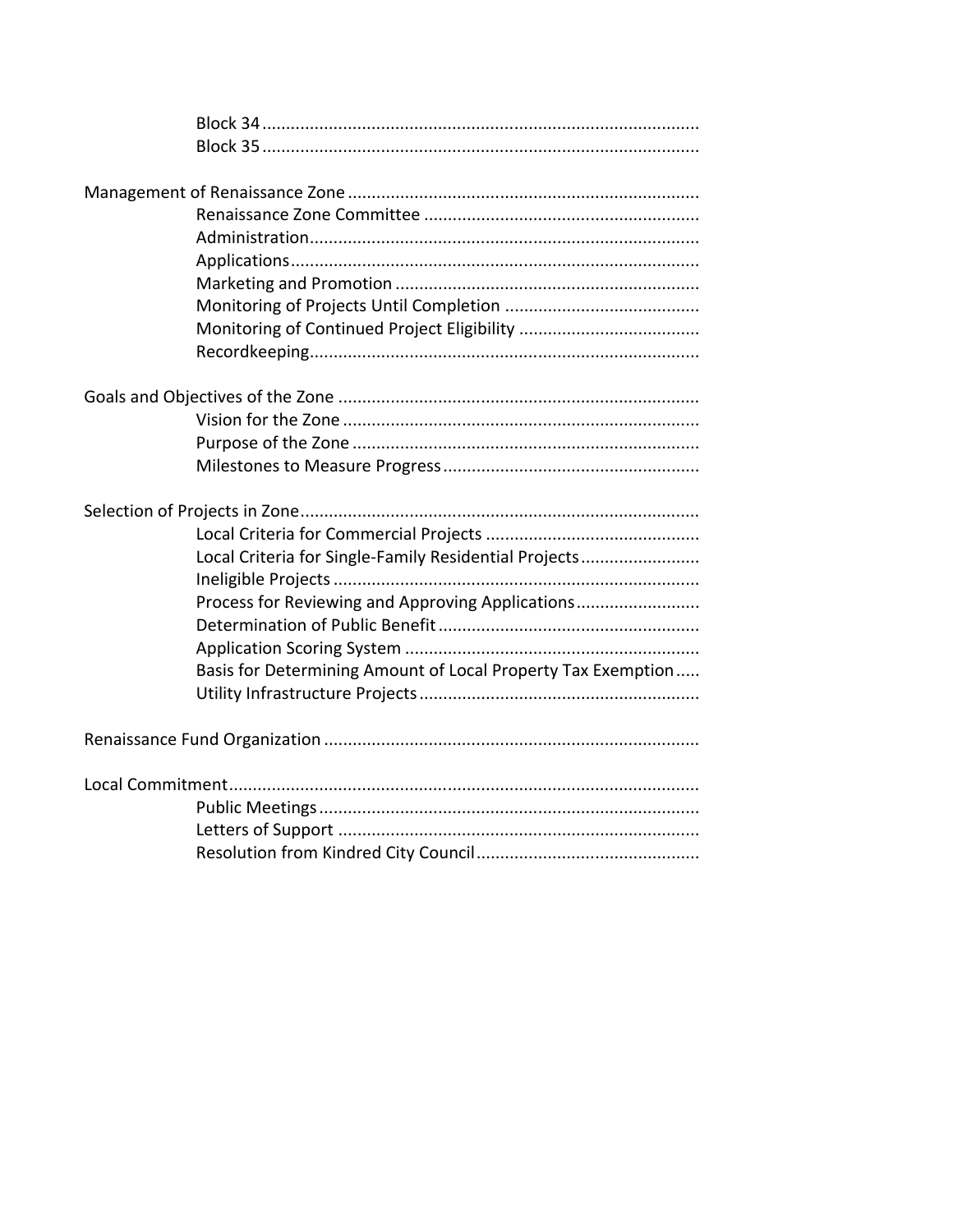- Block 34
- Block 35

Management of Renaissance Zone
- Renaissance Zone Committee
- Administration
- Applications
- Marketing and Promotion
- Monitoring of Projects Until Completion
- Monitoring of Continued Project Eligibility
- Recordkeeping

Goals and Objectives of the Zone
- Vision for the Zone
- Purpose of the Zone
- Milestones to Measure Progress

Selection of Projects in Zone
- Local Criteria for Commercial Projects
- Local Criteria for Single-Family Residential Projects
- Ineligible Projects
- Process for Reviewing and Approving Applications
- Determination of Public Benefit
- Application Scoring System
- Basis for Determining Amount of Local Property Tax Exemption
- Utility Infrastructure Projects

Renaissance Fund Organization

Local Commitment
- Public Meetings
- Letters of Support
- Resolution from Kindred City Council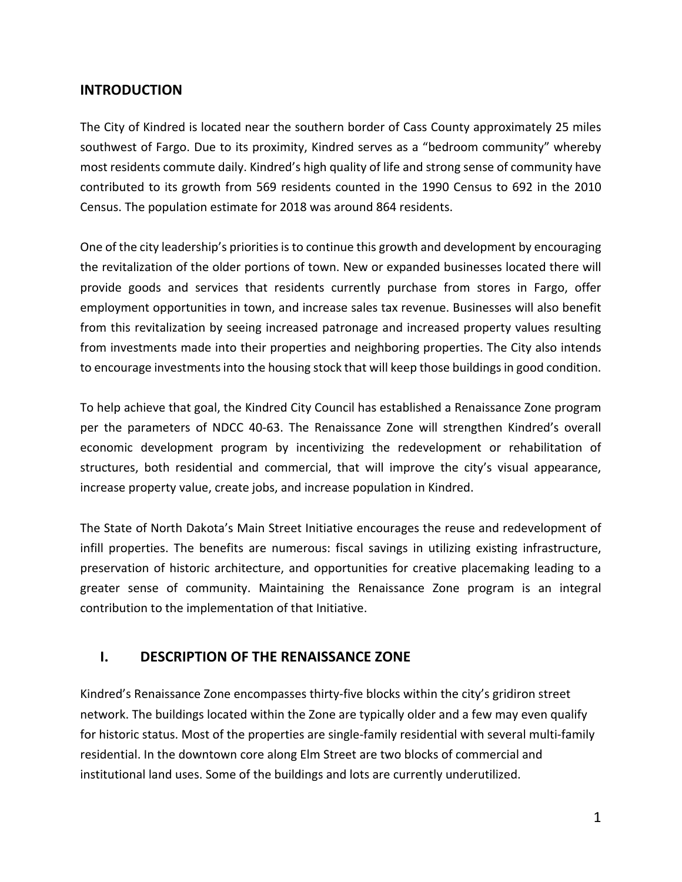## INTRODUCTION

The City of Kindred is located near the southern border of Cass County approximately 25 miles southwest of Fargo. Due to its proximity, Kindred serves as a "bedroom community" whereby most residents commute daily. Kindred's high quality of life and strong sense of community have contributed to its growth from 569 residents counted in the 1990 Census to 692 in the 2010 Census. The population estimate for 2018 was around 864 residents.

One of the city leadership's priorities is to continue this growth and development by encouraging the revitalization of the older portions of town. New or expanded businesses located there will provide goods and services that residents currently purchase from stores in Fargo, offer employment opportunities in town, and increase sales tax revenue. Businesses will also benefit from this revitalization by seeing increased patronage and increased property values resulting from investments made into their properties and neighboring properties. The City also intends to encourage investments into the housing stock that will keep those buildings in good condition.

To help achieve that goal, the Kindred City Council has established a Renaissance Zone program per the parameters of NDCC 40-63. The Renaissance Zone will strengthen Kindred's overall economic development program by incentivizing the redevelopment or rehabilitation of structures, both residential and commercial, that will improve the city's visual appearance, increase property value, create jobs, and increase population in Kindred.

The State of North Dakota's Main Street Initiative encourages the reuse and redevelopment of infill properties. The benefits are numerous: fiscal savings in utilizing existing infrastructure, preservation of historic architecture, and opportunities for creative placemaking leading to a greater sense of community. Maintaining the Renaissance Zone program is an integral contribution to the implementation of that Initiative.

## I. DESCRIPTION OF THE RENAISSANCE ZONE

Kindred's Renaissance Zone encompasses thirty-five blocks within the city's gridiron street network. The buildings located within the Zone are typically older and a few may even qualify for historic status. Most of the properties are single-family residential with several multi-family residential. In the downtown core along Elm Street are two blocks of commercial and institutional land uses. Some of the buildings and lots are currently underutilized.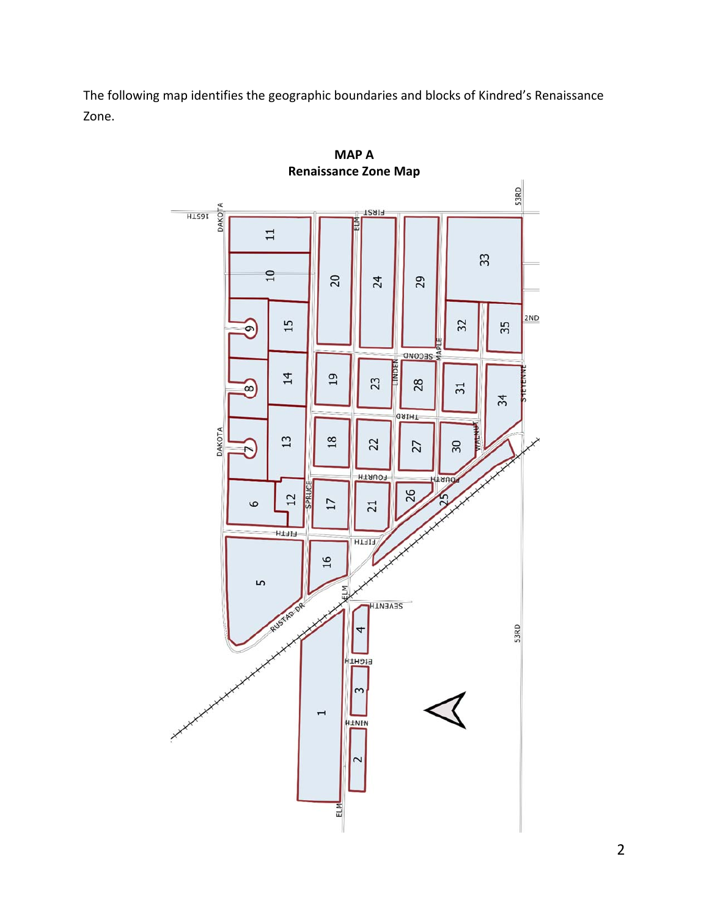The following map identifies the geographic boundaries and blocks of Kindred's Renaissance Zone.

**MAP A**
**Renaissance Zone Map**

FIRST
ELM
DAKOTA
165TH
53RD
2ND
SECOND
MAPLE
LINDEN
THIRD
WALNUT
STEYENNE
FOURTH
SPRUCE
FIFTH
RUSTAD DR
SEVENTH
EIGHTH
NINTH
ELM
53RD

11
10
20
24
29
33
9
15
32
35
8
14
19
23
28
31
34
7
13
18
22
27
30
6
12
17
21
26
25
5
16
4
3
1
2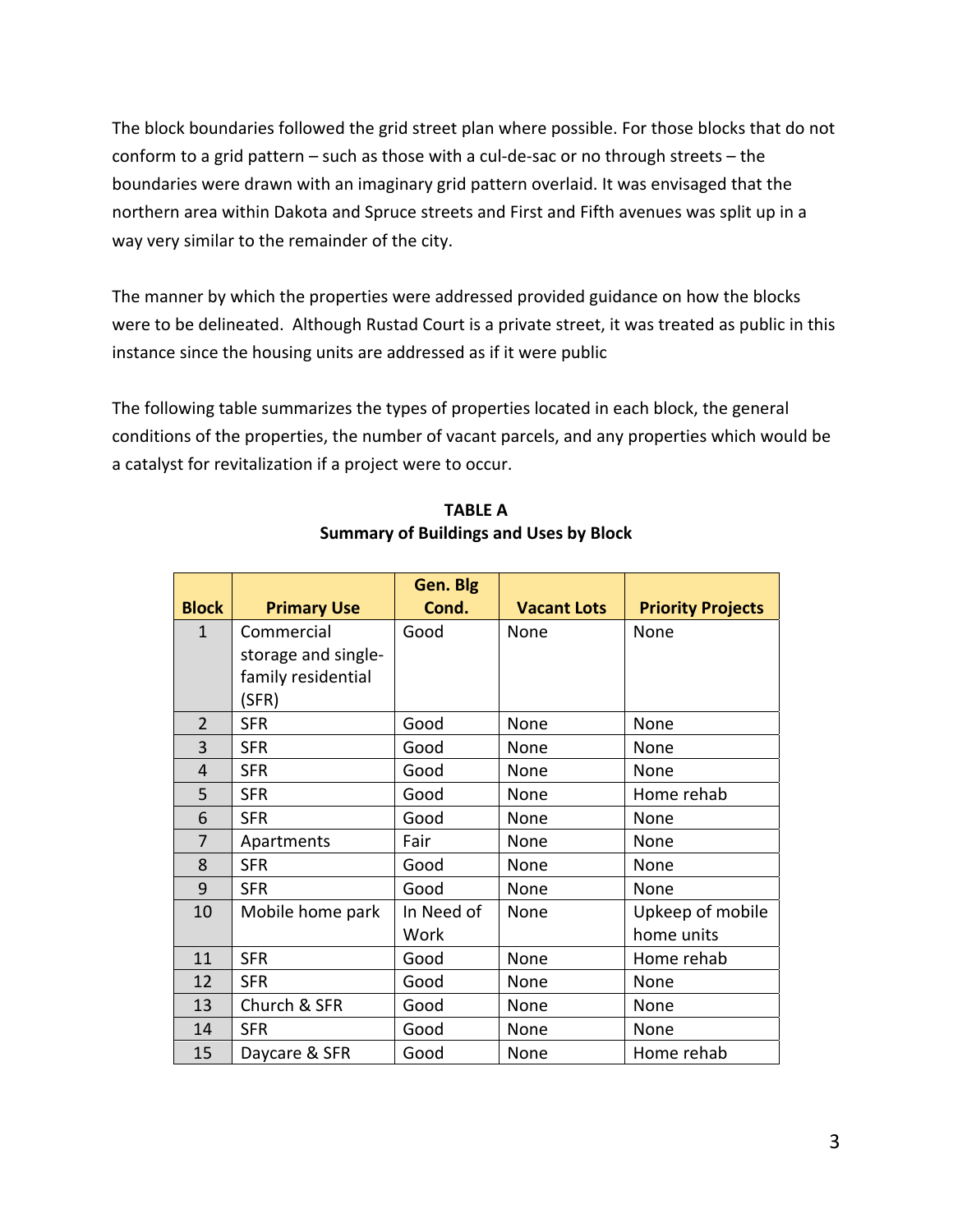The block boundaries followed the grid street plan where possible. For those blocks that do not conform to a grid pattern – such as those with a cul-de-sac or no through streets – the boundaries were drawn with an imaginary grid pattern overlaid. It was envisaged that the northern area within Dakota and Spruce streets and First and Fifth avenues was split up in a way very similar to the remainder of the city.

The manner by which the properties were addressed provided guidance on how the blocks were to be delineated. Although Rustad Court is a private street, it was treated as public in this instance since the housing units are addressed as if it were public

The following table summarizes the types of properties located in each block, the general conditions of the properties, the number of vacant parcels, and any properties which would be a catalyst for revitalization if a project were to occur.

**TABLE A**
**Summary of Buildings and Uses by Block**

| Block | Primary Use | Gen. Blg Cond. | Vacant Lots | Priority Projects |
|---|---|---|---|---|
| 1 | Commercial storage and single-family residential (SFR) | Good | None | None |
| 2 | SFR | Good | None | None |
| 3 | SFR | Good | None | None |
| 4 | SFR | Good | None | None |
| 5 | SFR | Good | None | Home rehab |
| 6 | SFR | Good | None | None |
| 7 | Apartments | Fair | None | None |
| 8 | SFR | Good | None | None |
| 9 | SFR | Good | None | None |
| 10 | Mobile home park | In Need of Work | None | Upkeep of mobile home units |
| 11 | SFR | Good | None | Home rehab |
| 12 | SFR | Good | None | None |
| 13 | Church & SFR | Good | None | None |
| 14 | SFR | Good | None | None |
| 15 | Daycare & SFR | Good | None | Home rehab |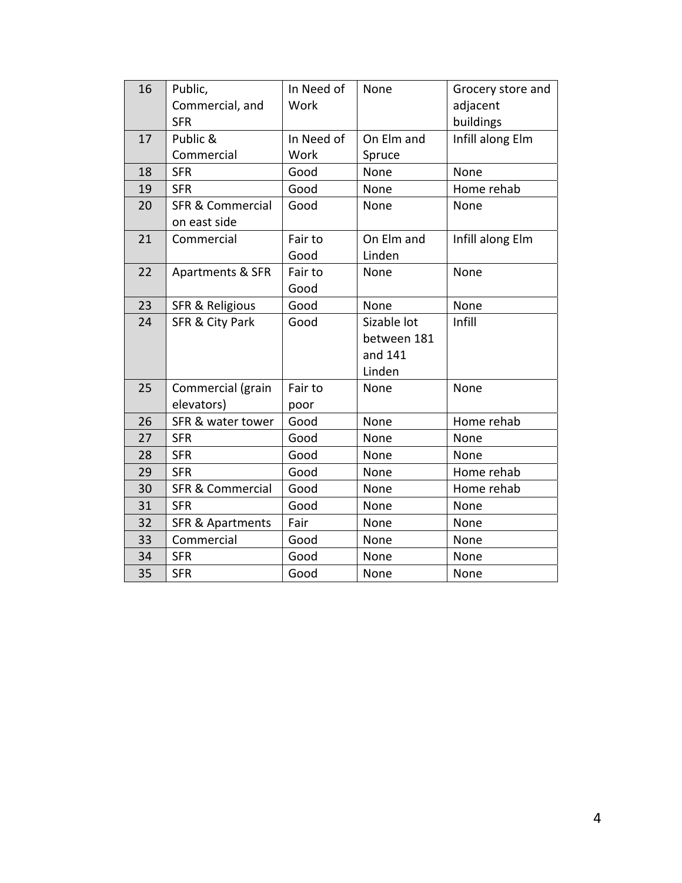| | | | | |
|---|---|---|---|---|
| 16 | Public, Commercial, and SFR | In Need of Work | None | Grocery store and adjacent buildings |
| 17 | Public & Commercial | In Need of Work | On Elm and Spruce | Infill along Elm |
| 18 | SFR | Good | None | None |
| 19 | SFR | Good | None | Home rehab |
| 20 | SFR & Commercial on east side | Good | None | None |
| 21 | Commercial | Fair to Good | On Elm and Linden | Infill along Elm |
| 22 | Apartments & SFR | Fair to Good | None | None |
| 23 | SFR & Religious | Good | None | None |
| 24 | SFR & City Park | Good | Sizable lot between 181 and 141 Linden | Infill |
| 25 | Commercial (grain elevators) | Fair to poor | None | None |
| 26 | SFR & water tower | Good | None | Home rehab |
| 27 | SFR | Good | None | None |
| 28 | SFR | Good | None | None |
| 29 | SFR | Good | None | Home rehab |
| 30 | SFR & Commercial | Good | None | Home rehab |
| 31 | SFR | Good | None | None |
| 32 | SFR & Apartments | Fair | None | None |
| 33 | Commercial | Good | None | None |
| 34 | SFR | Good | None | None |
| 35 | SFR | Good | None | None |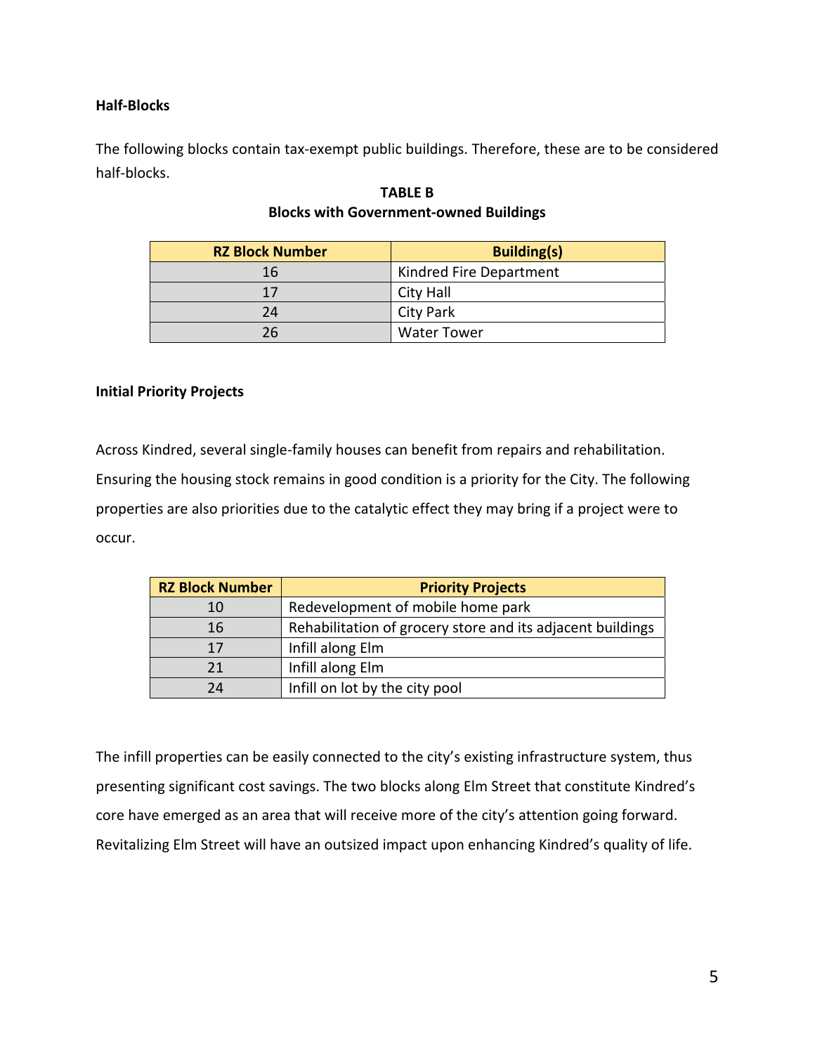### Half-Blocks

The following blocks contain tax-exempt public buildings. Therefore, these are to be considered half-blocks.

**TABLE B**
**Blocks with Government-owned Buildings**

| RZ Block Number | Building(s) |
|---|---|
| 16 | Kindred Fire Department |
| 17 | City Hall |
| 24 | City Park |
| 26 | Water Tower |

### Initial Priority Projects

Across Kindred, several single-family houses can benefit from repairs and rehabilitation. Ensuring the housing stock remains in good condition is a priority for the City. The following properties are also priorities due to the catalytic effect they may bring if a project were to occur.

| RZ Block Number | Priority Projects |
|---|---|
| 10 | Redevelopment of mobile home park |
| 16 | Rehabilitation of grocery store and its adjacent buildings |
| 17 | Infill along Elm |
| 21 | Infill along Elm |
| 24 | Infill on lot by the city pool |

The infill properties can be easily connected to the city's existing infrastructure system, thus presenting significant cost savings. The two blocks along Elm Street that constitute Kindred's core have emerged as an area that will receive more of the city's attention going forward. Revitalizing Elm Street will have an outsized impact upon enhancing Kindred's quality of life.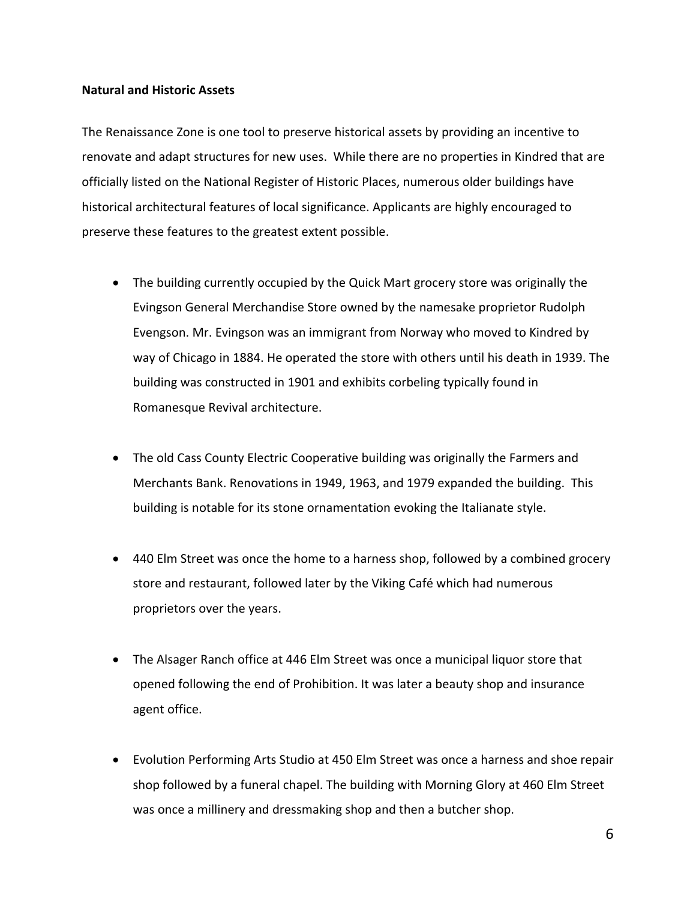**Natural and Historic Assets**

The Renaissance Zone is one tool to preserve historical assets by providing an incentive to renovate and adapt structures for new uses. While there are no properties in Kindred that are officially listed on the National Register of Historic Places, numerous older buildings have historical architectural features of local significance. Applicants are highly encouraged to preserve these features to the greatest extent possible.

- The building currently occupied by the Quick Mart grocery store was originally the Evingson General Merchandise Store owned by the namesake proprietor Rudolph Evengson. Mr. Evingson was an immigrant from Norway who moved to Kindred by way of Chicago in 1884. He operated the store with others until his death in 1939. The building was constructed in 1901 and exhibits corbeling typically found in Romanesque Revival architecture.

- The old Cass County Electric Cooperative building was originally the Farmers and Merchants Bank. Renovations in 1949, 1963, and 1979 expanded the building. This building is notable for its stone ornamentation evoking the Italianate style.

- 440 Elm Street was once the home to a harness shop, followed by a combined grocery store and restaurant, followed later by the Viking Café which had numerous proprietors over the years.

- The Alsager Ranch office at 446 Elm Street was once a municipal liquor store that opened following the end of Prohibition. It was later a beauty shop and insurance agent office.

- Evolution Performing Arts Studio at 450 Elm Street was once a harness and shoe repair shop followed by a funeral chapel. The building with Morning Glory at 460 Elm Street was once a millinery and dressmaking shop and then a butcher shop.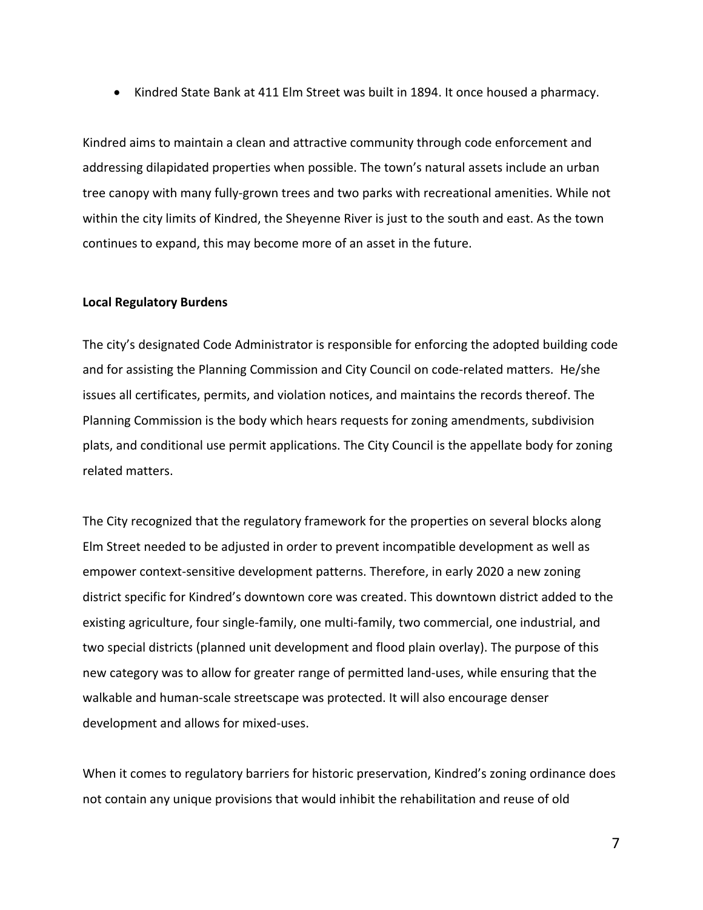- Kindred State Bank at 411 Elm Street was built in 1894. It once housed a pharmacy.

Kindred aims to maintain a clean and attractive community through code enforcement and addressing dilapidated properties when possible. The town's natural assets include an urban tree canopy with many fully-grown trees and two parks with recreational amenities. While not within the city limits of Kindred, the Sheyenne River is just to the south and east. As the town continues to expand, this may become more of an asset in the future.

**Local Regulatory Burdens**

The city's designated Code Administrator is responsible for enforcing the adopted building code and for assisting the Planning Commission and City Council on code-related matters. He/she issues all certificates, permits, and violation notices, and maintains the records thereof. The Planning Commission is the body which hears requests for zoning amendments, subdivision plats, and conditional use permit applications. The City Council is the appellate body for zoning related matters.

The City recognized that the regulatory framework for the properties on several blocks along Elm Street needed to be adjusted in order to prevent incompatible development as well as empower context-sensitive development patterns. Therefore, in early 2020 a new zoning district specific for Kindred's downtown core was created. This downtown district added to the existing agriculture, four single-family, one multi-family, two commercial, one industrial, and two special districts (planned unit development and flood plain overlay). The purpose of this new category was to allow for greater range of permitted land-uses, while ensuring that the walkable and human-scale streetscape was protected. It will also encourage denser development and allows for mixed-uses.

When it comes to regulatory barriers for historic preservation, Kindred's zoning ordinance does not contain any unique provisions that would inhibit the rehabilitation and reuse of old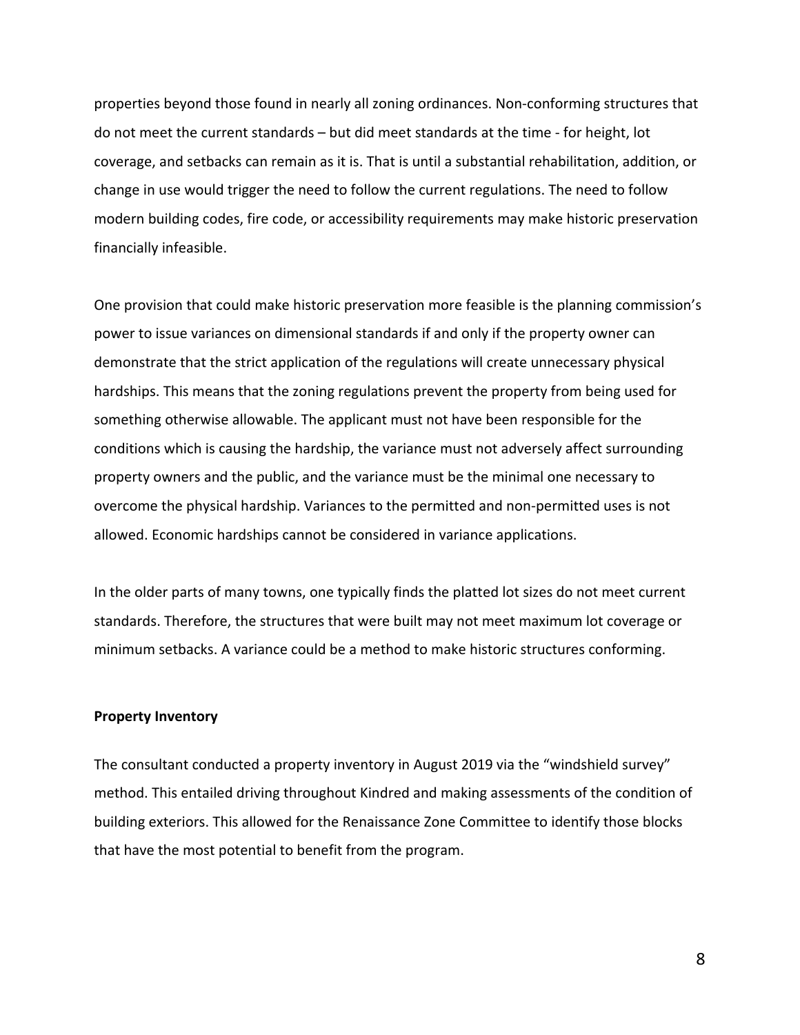properties beyond those found in nearly all zoning ordinances. Non-conforming structures that do not meet the current standards – but did meet standards at the time - for height, lot coverage, and setbacks can remain as it is. That is until a substantial rehabilitation, addition, or change in use would trigger the need to follow the current regulations. The need to follow modern building codes, fire code, or accessibility requirements may make historic preservation financially infeasible.

One provision that could make historic preservation more feasible is the planning commission's power to issue variances on dimensional standards if and only if the property owner can demonstrate that the strict application of the regulations will create unnecessary physical hardships. This means that the zoning regulations prevent the property from being used for something otherwise allowable. The applicant must not have been responsible for the conditions which is causing the hardship, the variance must not adversely affect surrounding property owners and the public, and the variance must be the minimal one necessary to overcome the physical hardship. Variances to the permitted and non-permitted uses is not allowed. Economic hardships cannot be considered in variance applications.

In the older parts of many towns, one typically finds the platted lot sizes do not meet current standards. Therefore, the structures that were built may not meet maximum lot coverage or minimum setbacks. A variance could be a method to make historic structures conforming.

**Property Inventory**

The consultant conducted a property inventory in August 2019 via the "windshield survey" method. This entailed driving throughout Kindred and making assessments of the condition of building exteriors. This allowed for the Renaissance Zone Committee to identify those blocks that have the most potential to benefit from the program.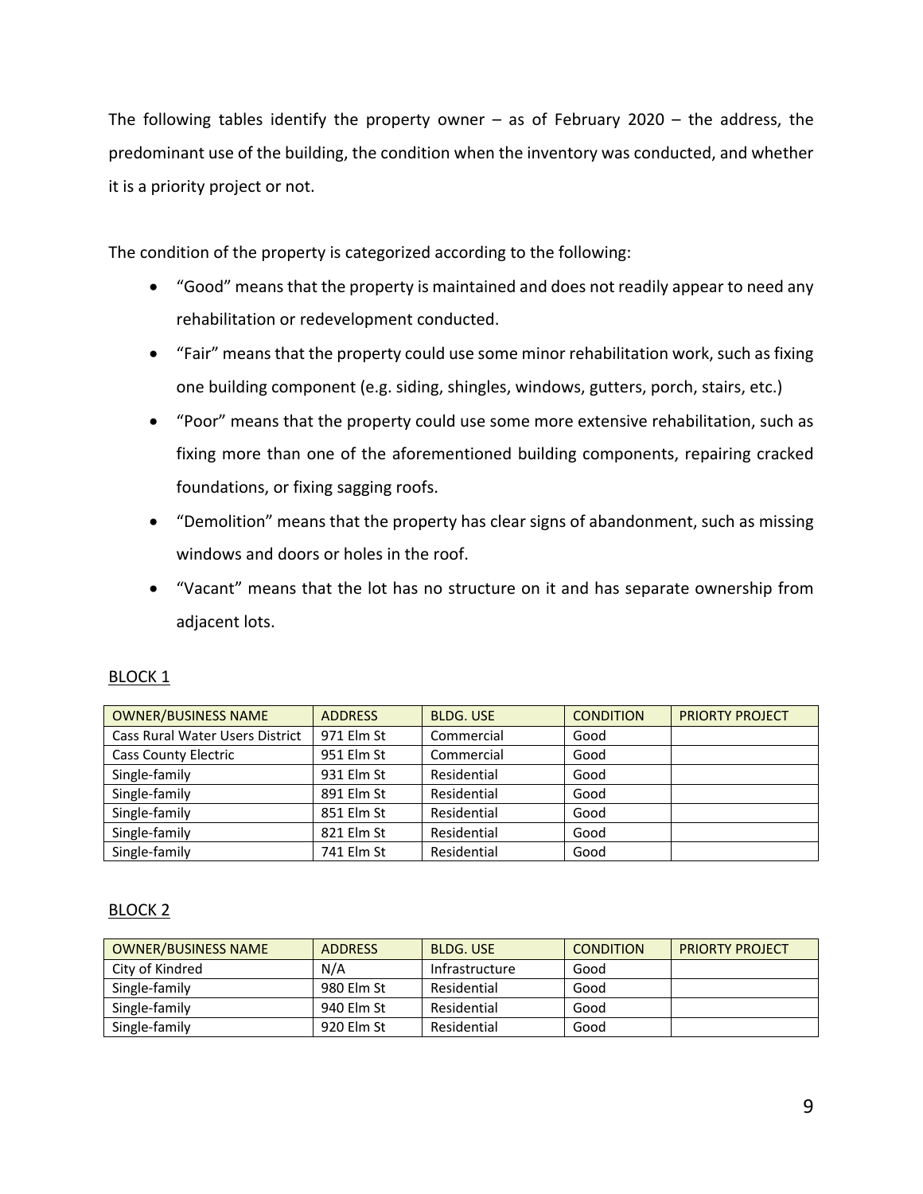The following tables identify the property owner – as of February 2020 – the address, the predominant use of the building, the condition when the inventory was conducted, and whether it is a priority project or not.

The condition of the property is categorized according to the following:

- "Good" means that the property is maintained and does not readily appear to need any rehabilitation or redevelopment conducted.
- "Fair" means that the property could use some minor rehabilitation work, such as fixing one building component (e.g. siding, shingles, windows, gutters, porch, stairs, etc.)
- "Poor" means that the property could use some more extensive rehabilitation, such as fixing more than one of the aforementioned building components, repairing cracked foundations, or fixing sagging roofs.
- "Demolition" means that the property has clear signs of abandonment, such as missing windows and doors or holes in the roof.
- "Vacant" means that the lot has no structure on it and has separate ownership from adjacent lots.

BLOCK 1

| OWNER/BUSINESS NAME | ADDRESS | BLDG. USE | CONDITION | PRIORTY PROJECT |
|---|---|---|---|---|
| Cass Rural Water Users District | 971 Elm St | Commercial | Good | |
| Cass County Electric | 951 Elm St | Commercial | Good | |
| Single-family | 931 Elm St | Residential | Good | |
| Single-family | 891 Elm St | Residential | Good | |
| Single-family | 851 Elm St | Residential | Good | |
| Single-family | 821 Elm St | Residential | Good | |
| Single-family | 741 Elm St | Residential | Good | |

BLOCK 2

| OWNER/BUSINESS NAME | ADDRESS | BLDG. USE | CONDITION | PRIORTY PROJECT |
|---|---|---|---|---|
| City of Kindred | N/A | Infrastructure | Good | |
| Single-family | 980 Elm St | Residential | Good | |
| Single-family | 940 Elm St | Residential | Good | |
| Single-family | 920 Elm St | Residential | Good | |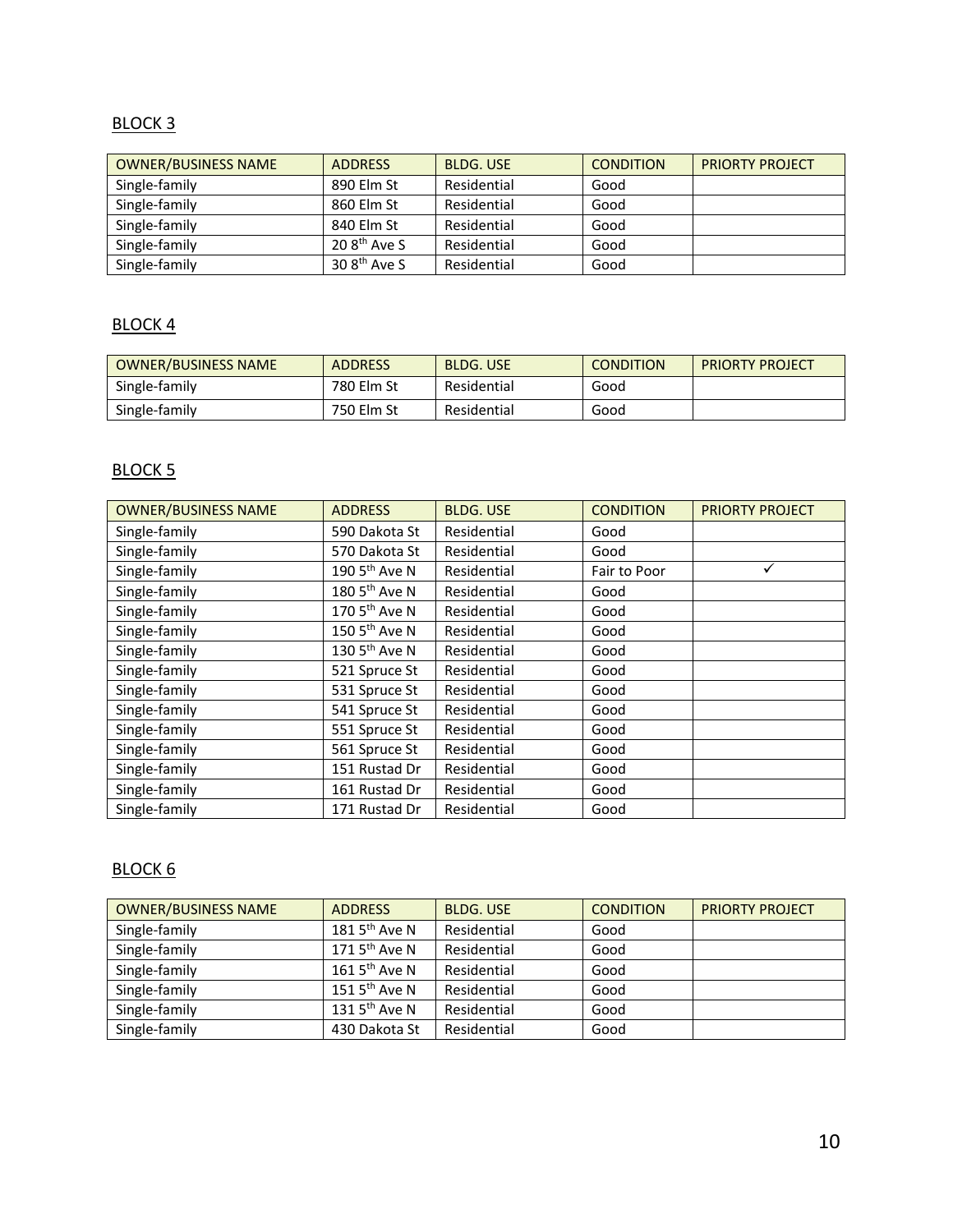BLOCK 3

| OWNER/BUSINESS NAME | ADDRESS | BLDG. USE | CONDITION | PRIORTY PROJECT |
|---|---|---|---|---|
| Single-family | 890 Elm St | Residential | Good | |
| Single-family | 860 Elm St | Residential | Good | |
| Single-family | 840 Elm St | Residential | Good | |
| Single-family | 20 8th Ave S | Residential | Good | |
| Single-family | 30 8th Ave S | Residential | Good | |

BLOCK 4

| OWNER/BUSINESS NAME | ADDRESS | BLDG. USE | CONDITION | PRIORTY PROJECT |
|---|---|---|---|---|
| Single-family | 780 Elm St | Residential | Good | |
| Single-family | 750 Elm St | Residential | Good | |

BLOCK 5

| OWNER/BUSINESS NAME | ADDRESS | BLDG. USE | CONDITION | PRIORTY PROJECT |
|---|---|---|---|---|
| Single-family | 590 Dakota St | Residential | Good | |
| Single-family | 570 Dakota St | Residential | Good | |
| Single-family | 190 5th Ave N | Residential | Fair to Poor | ✓ |
| Single-family | 180 5th Ave N | Residential | Good | |
| Single-family | 170 5th Ave N | Residential | Good | |
| Single-family | 150 5th Ave N | Residential | Good | |
| Single-family | 130 5th Ave N | Residential | Good | |
| Single-family | 521 Spruce St | Residential | Good | |
| Single-family | 531 Spruce St | Residential | Good | |
| Single-family | 541 Spruce St | Residential | Good | |
| Single-family | 551 Spruce St | Residential | Good | |
| Single-family | 561 Spruce St | Residential | Good | |
| Single-family | 151 Rustad Dr | Residential | Good | |
| Single-family | 161 Rustad Dr | Residential | Good | |
| Single-family | 171 Rustad Dr | Residential | Good | |

BLOCK 6

| OWNER/BUSINESS NAME | ADDRESS | BLDG. USE | CONDITION | PRIORTY PROJECT |
|---|---|---|---|---|
| Single-family | 181 5th Ave N | Residential | Good | |
| Single-family | 171 5th Ave N | Residential | Good | |
| Single-family | 161 5th Ave N | Residential | Good | |
| Single-family | 151 5th Ave N | Residential | Good | |
| Single-family | 131 5th Ave N | Residential | Good | |
| Single-family | 430 Dakota St | Residential | Good | |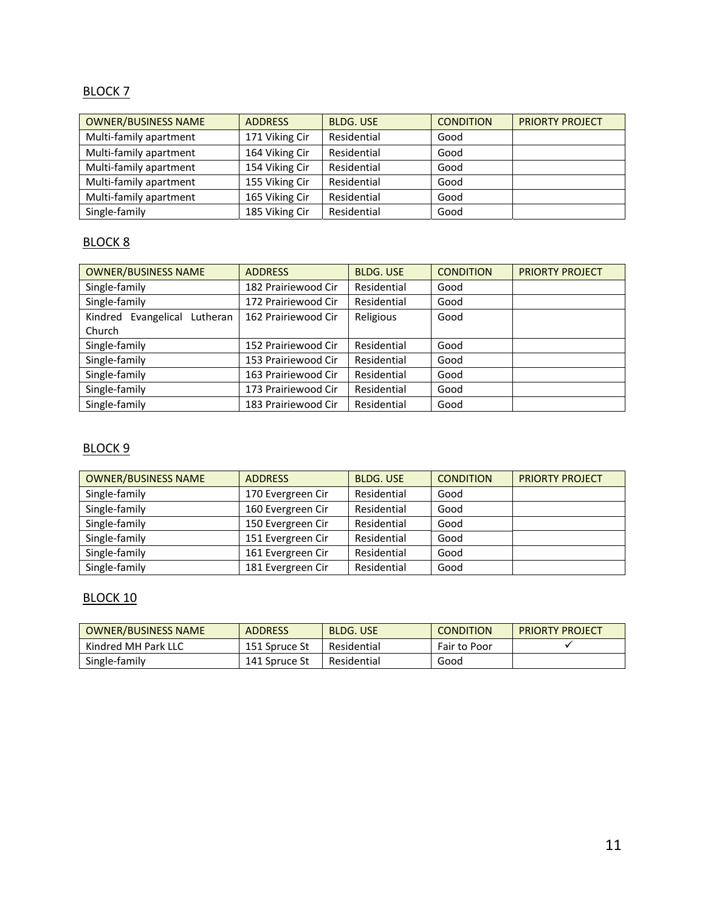BLOCK 7

| OWNER/BUSINESS NAME | ADDRESS | BLDG. USE | CONDITION | PRIORTY PROJECT |
|---|---|---|---|---|
| Multi-family apartment | 171 Viking Cir | Residential | Good | |
| Multi-family apartment | 164 Viking Cir | Residential | Good | |
| Multi-family apartment | 154 Viking Cir | Residential | Good | |
| Multi-family apartment | 155 Viking Cir | Residential | Good | |
| Multi-family apartment | 165 Viking Cir | Residential | Good | |
| Single-family | 185 Viking Cir | Residential | Good | |

BLOCK 8

| OWNER/BUSINESS NAME | ADDRESS | BLDG. USE | CONDITION | PRIORTY PROJECT |
|---|---|---|---|---|
| Single-family | 182 Prairiewood Cir | Residential | Good | |
| Single-family | 172 Prairiewood Cir | Residential | Good | |
| Kindred Evangelical Lutheran Church | 162 Prairiewood Cir | Religious | Good | |
| Single-family | 152 Prairiewood Cir | Residential | Good | |
| Single-family | 153 Prairiewood Cir | Residential | Good | |
| Single-family | 163 Prairiewood Cir | Residential | Good | |
| Single-family | 173 Prairiewood Cir | Residential | Good | |
| Single-family | 183 Prairiewood Cir | Residential | Good | |

BLOCK 9

| OWNER/BUSINESS NAME | ADDRESS | BLDG. USE | CONDITION | PRIORTY PROJECT |
|---|---|---|---|---|
| Single-family | 170 Evergreen Cir | Residential | Good | |
| Single-family | 160 Evergreen Cir | Residential | Good | |
| Single-family | 150 Evergreen Cir | Residential | Good | |
| Single-family | 151 Evergreen Cir | Residential | Good | |
| Single-family | 161 Evergreen Cir | Residential | Good | |
| Single-family | 181 Evergreen Cir | Residential | Good | |

BLOCK 10

| OWNER/BUSINESS NAME | ADDRESS | BLDG. USE | CONDITION | PRIORTY PROJECT |
|---|---|---|---|---|
| Kindred MH Park LLC | 151 Spruce St | Residential | Fair to Poor | ✓ |
| Single-family | 141 Spruce St | Residential | Good | |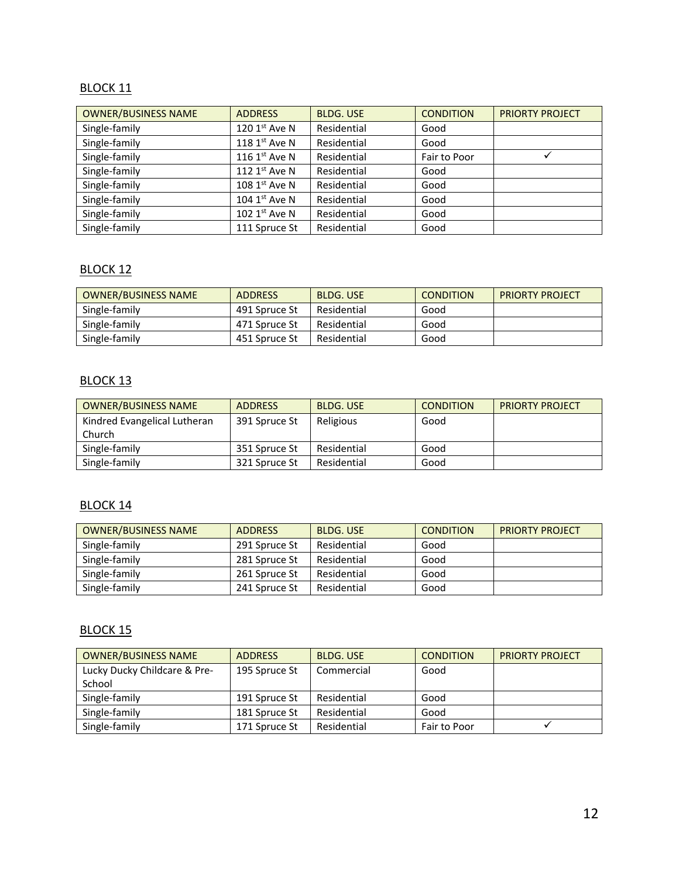BLOCK 11

| OWNER/BUSINESS NAME | ADDRESS | BLDG. USE | CONDITION | PRIORTY PROJECT |
| --- | --- | --- | --- | --- |
| Single-family | 120 1st Ave N | Residential | Good | |
| Single-family | 118 1st Ave N | Residential | Good | |
| Single-family | 116 1st Ave N | Residential | Fair to Poor | ✓ |
| Single-family | 112 1st Ave N | Residential | Good | |
| Single-family | 108 1st Ave N | Residential | Good | |
| Single-family | 104 1st Ave N | Residential | Good | |
| Single-family | 102 1st Ave N | Residential | Good | |
| Single-family | 111 Spruce St | Residential | Good | |

BLOCK 12

| OWNER/BUSINESS NAME | ADDRESS | BLDG. USE | CONDITION | PRIORTY PROJECT |
| --- | --- | --- | --- | --- |
| Single-family | 491 Spruce St | Residential | Good | |
| Single-family | 471 Spruce St | Residential | Good | |
| Single-family | 451 Spruce St | Residential | Good | |

BLOCK 13

| OWNER/BUSINESS NAME | ADDRESS | BLDG. USE | CONDITION | PRIORTY PROJECT |
| --- | --- | --- | --- | --- |
| Kindred Evangelical Lutheran Church | 391 Spruce St | Religious | Good | |
| Single-family | 351 Spruce St | Residential | Good | |
| Single-family | 321 Spruce St | Residential | Good | |

BLOCK 14

| OWNER/BUSINESS NAME | ADDRESS | BLDG. USE | CONDITION | PRIORTY PROJECT |
| --- | --- | --- | --- | --- |
| Single-family | 291 Spruce St | Residential | Good | |
| Single-family | 281 Spruce St | Residential | Good | |
| Single-family | 261 Spruce St | Residential | Good | |
| Single-family | 241 Spruce St | Residential | Good | |

BLOCK 15

| OWNER/BUSINESS NAME | ADDRESS | BLDG. USE | CONDITION | PRIORTY PROJECT |
| --- | --- | --- | --- | --- |
| Lucky Ducky Childcare & Pre-School | 195 Spruce St | Commercial | Good | |
| Single-family | 191 Spruce St | Residential | Good | |
| Single-family | 181 Spruce St | Residential | Good | |
| Single-family | 171 Spruce St | Residential | Fair to Poor | ✓ |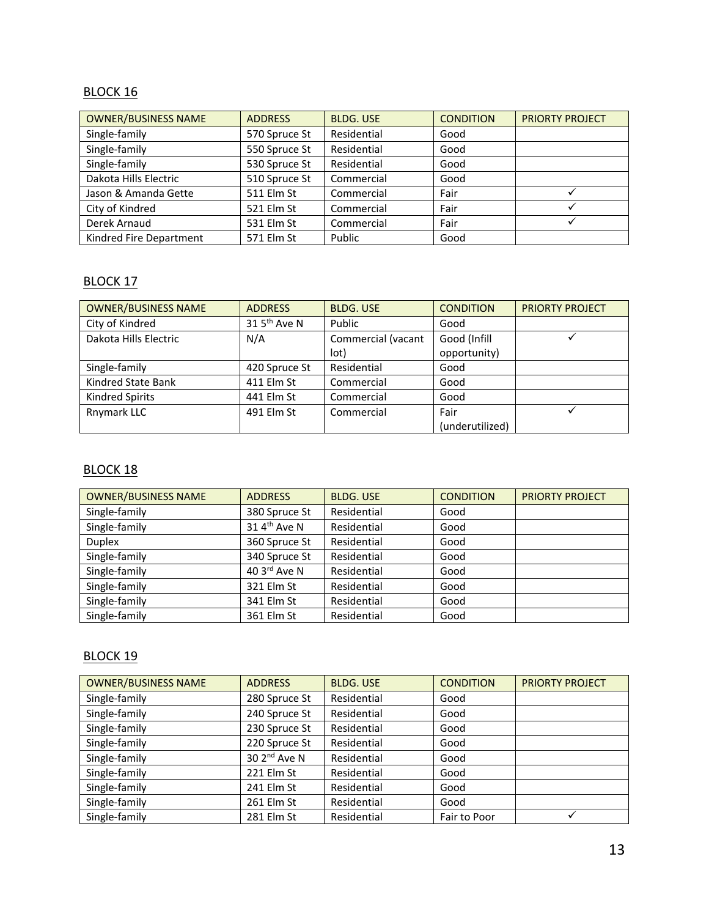BLOCK 16

| OWNER/BUSINESS NAME | ADDRESS | BLDG. USE | CONDITION | PRIORTY PROJECT |
|---|---|---|---|---|
| Single-family | 570 Spruce St | Residential | Good | |
| Single-family | 550 Spruce St | Residential | Good | |
| Single-family | 530 Spruce St | Residential | Good | |
| Dakota Hills Electric | 510 Spruce St | Commercial | Good | |
| Jason & Amanda Gette | 511 Elm St | Commercial | Fair | ✓ |
| City of Kindred | 521 Elm St | Commercial | Fair | ✓ |
| Derek Arnaud | 531 Elm St | Commercial | Fair | ✓ |
| Kindred Fire Department | 571 Elm St | Public | Good | |

BLOCK 17

| OWNER/BUSINESS NAME | ADDRESS | BLDG. USE | CONDITION | PRIORTY PROJECT |
|---|---|---|---|---|
| City of Kindred | 31 5th Ave N | Public | Good | |
| Dakota Hills Electric | N/A | Commercial (vacant lot) | Good (Infill opportunity) | ✓ |
| Single-family | 420 Spruce St | Residential | Good | |
| Kindred State Bank | 411 Elm St | Commercial | Good | |
| Kindred Spirits | 441 Elm St | Commercial | Good | |
| Rnymark LLC | 491 Elm St | Commercial | Fair (underutilized) | ✓ |

BLOCK 18

| OWNER/BUSINESS NAME | ADDRESS | BLDG. USE | CONDITION | PRIORTY PROJECT |
|---|---|---|---|---|
| Single-family | 380 Spruce St | Residential | Good | |
| Single-family | 31 4th Ave N | Residential | Good | |
| Duplex | 360 Spruce St | Residential | Good | |
| Single-family | 340 Spruce St | Residential | Good | |
| Single-family | 40 3rd Ave N | Residential | Good | |
| Single-family | 321 Elm St | Residential | Good | |
| Single-family | 341 Elm St | Residential | Good | |
| Single-family | 361 Elm St | Residential | Good | |

BLOCK 19

| OWNER/BUSINESS NAME | ADDRESS | BLDG. USE | CONDITION | PRIORTY PROJECT |
|---|---|---|---|---|
| Single-family | 280 Spruce St | Residential | Good | |
| Single-family | 240 Spruce St | Residential | Good | |
| Single-family | 230 Spruce St | Residential | Good | |
| Single-family | 220 Spruce St | Residential | Good | |
| Single-family | 30 2nd Ave N | Residential | Good | |
| Single-family | 221 Elm St | Residential | Good | |
| Single-family | 241 Elm St | Residential | Good | |
| Single-family | 261 Elm St | Residential | Good | |
| Single-family | 281 Elm St | Residential | Fair to Poor | ✓ |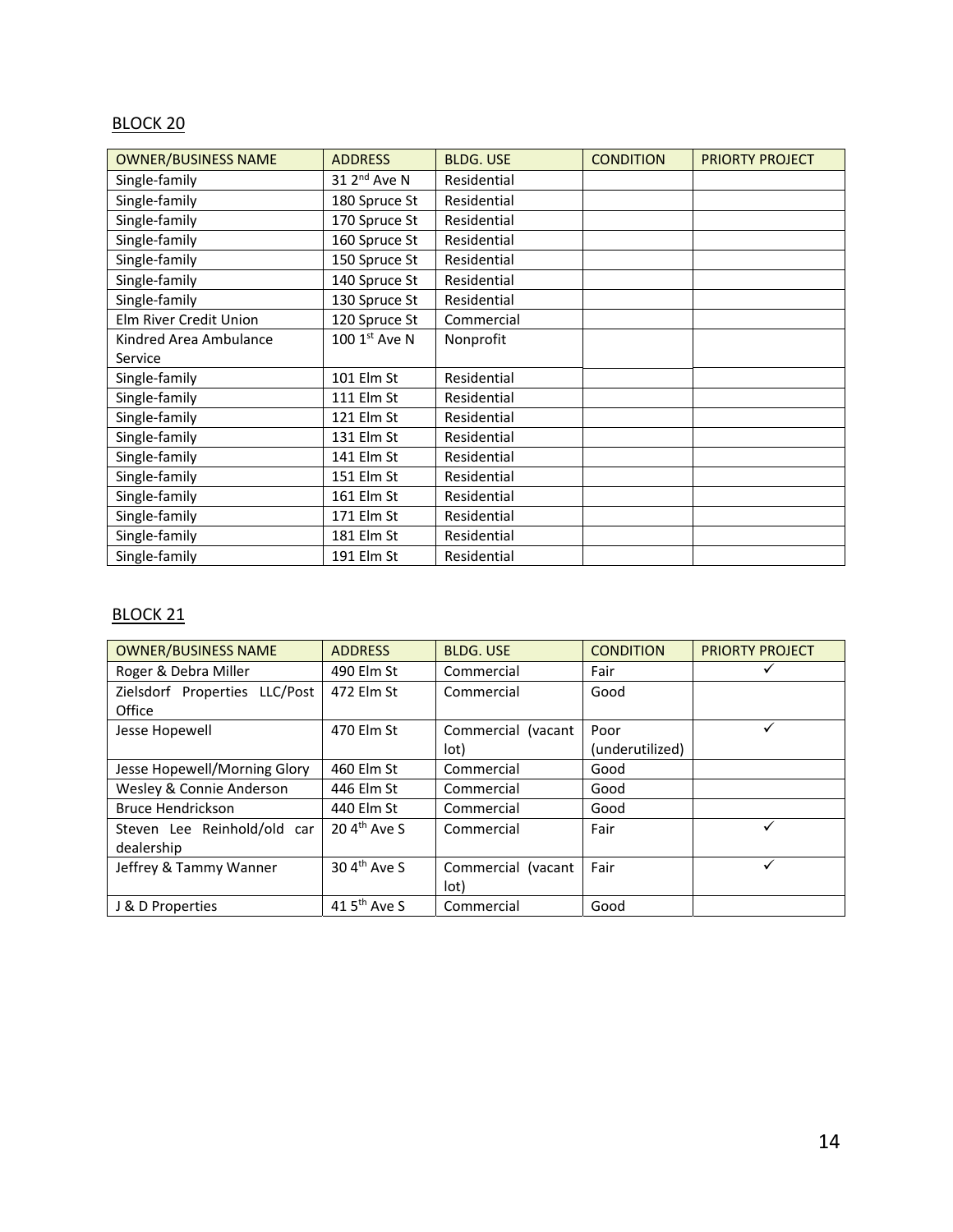BLOCK 20

| OWNER/BUSINESS NAME | ADDRESS | BLDG. USE | CONDITION | PRIORTY PROJECT |
|---|---|---|---|---|
| Single-family | 31 2nd Ave N | Residential | | |
| Single-family | 180 Spruce St | Residential | | |
| Single-family | 170 Spruce St | Residential | | |
| Single-family | 160 Spruce St | Residential | | |
| Single-family | 150 Spruce St | Residential | | |
| Single-family | 140 Spruce St | Residential | | |
| Single-family | 130 Spruce St | Residential | | |
| Elm River Credit Union | 120 Spruce St | Commercial | | |
| Kindred Area Ambulance Service | 100 1st Ave N | Nonprofit | | |
| Single-family | 101 Elm St | Residential | | |
| Single-family | 111 Elm St | Residential | | |
| Single-family | 121 Elm St | Residential | | |
| Single-family | 131 Elm St | Residential | | |
| Single-family | 141 Elm St | Residential | | |
| Single-family | 151 Elm St | Residential | | |
| Single-family | 161 Elm St | Residential | | |
| Single-family | 171 Elm St | Residential | | |
| Single-family | 181 Elm St | Residential | | |
| Single-family | 191 Elm St | Residential | | |

BLOCK 21

| OWNER/BUSINESS NAME | ADDRESS | BLDG. USE | CONDITION | PRIORTY PROJECT |
|---|---|---|---|---|
| Roger & Debra Miller | 490 Elm St | Commercial | Fair | ✓ |
| Zielsdorf Properties LLC/Post Office | 472 Elm St | Commercial | Good | |
| Jesse Hopewell | 470 Elm St | Commercial (vacant lot) | Poor (underutilized) | ✓ |
| Jesse Hopewell/Morning Glory | 460 Elm St | Commercial | Good | |
| Wesley & Connie Anderson | 446 Elm St | Commercial | Good | |
| Bruce Hendrickson | 440 Elm St | Commercial | Good | |
| Steven Lee Reinhold/old car dealership | 20 4th Ave S | Commercial | Fair | ✓ |
| Jeffrey & Tammy Wanner | 30 4th Ave S | Commercial (vacant lot) | Fair | ✓ |
| J & D Properties | 41 5th Ave S | Commercial | Good | |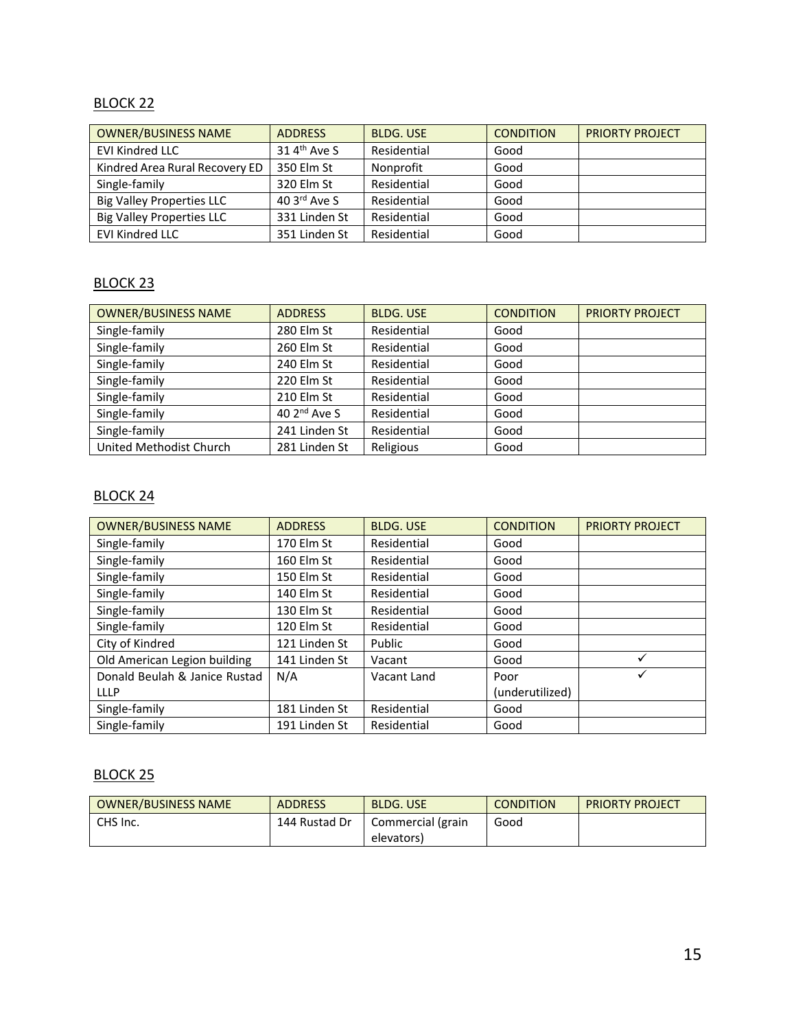BLOCK 22

| OWNER/BUSINESS NAME | ADDRESS | BLDG. USE | CONDITION | PRIORTY PROJECT |
|---|---|---|---|---|
| EVI Kindred LLC | 31 4th Ave S | Residential | Good | |
| Kindred Area Rural Recovery ED | 350 Elm St | Nonprofit | Good | |
| Single-family | 320 Elm St | Residential | Good | |
| Big Valley Properties LLC | 40 3rd Ave S | Residential | Good | |
| Big Valley Properties LLC | 331 Linden St | Residential | Good | |
| EVI Kindred LLC | 351 Linden St | Residential | Good | |

BLOCK 23

| OWNER/BUSINESS NAME | ADDRESS | BLDG. USE | CONDITION | PRIORTY PROJECT |
|---|---|---|---|---|
| Single-family | 280 Elm St | Residential | Good | |
| Single-family | 260 Elm St | Residential | Good | |
| Single-family | 240 Elm St | Residential | Good | |
| Single-family | 220 Elm St | Residential | Good | |
| Single-family | 210 Elm St | Residential | Good | |
| Single-family | 40 2nd Ave S | Residential | Good | |
| Single-family | 241 Linden St | Residential | Good | |
| United Methodist Church | 281 Linden St | Religious | Good | |

BLOCK 24

| OWNER/BUSINESS NAME | ADDRESS | BLDG. USE | CONDITION | PRIORTY PROJECT |
|---|---|---|---|---|
| Single-family | 170 Elm St | Residential | Good | |
| Single-family | 160 Elm St | Residential | Good | |
| Single-family | 150 Elm St | Residential | Good | |
| Single-family | 140 Elm St | Residential | Good | |
| Single-family | 130 Elm St | Residential | Good | |
| Single-family | 120 Elm St | Residential | Good | |
| City of Kindred | 121 Linden St | Public | Good | |
| Old American Legion building | 141 Linden St | Vacant | Good | ✓ |
| Donald Beulah & Janice Rustad LLLP | N/A | Vacant Land | Poor (underutilized) | ✓ |
| Single-family | 181 Linden St | Residential | Good | |
| Single-family | 191 Linden St | Residential | Good | |

BLOCK 25

| OWNER/BUSINESS NAME | ADDRESS | BLDG. USE | CONDITION | PRIORTY PROJECT |
|---|---|---|---|---|
| CHS Inc. | 144 Rustad Dr | Commercial (grain elevators) | Good | |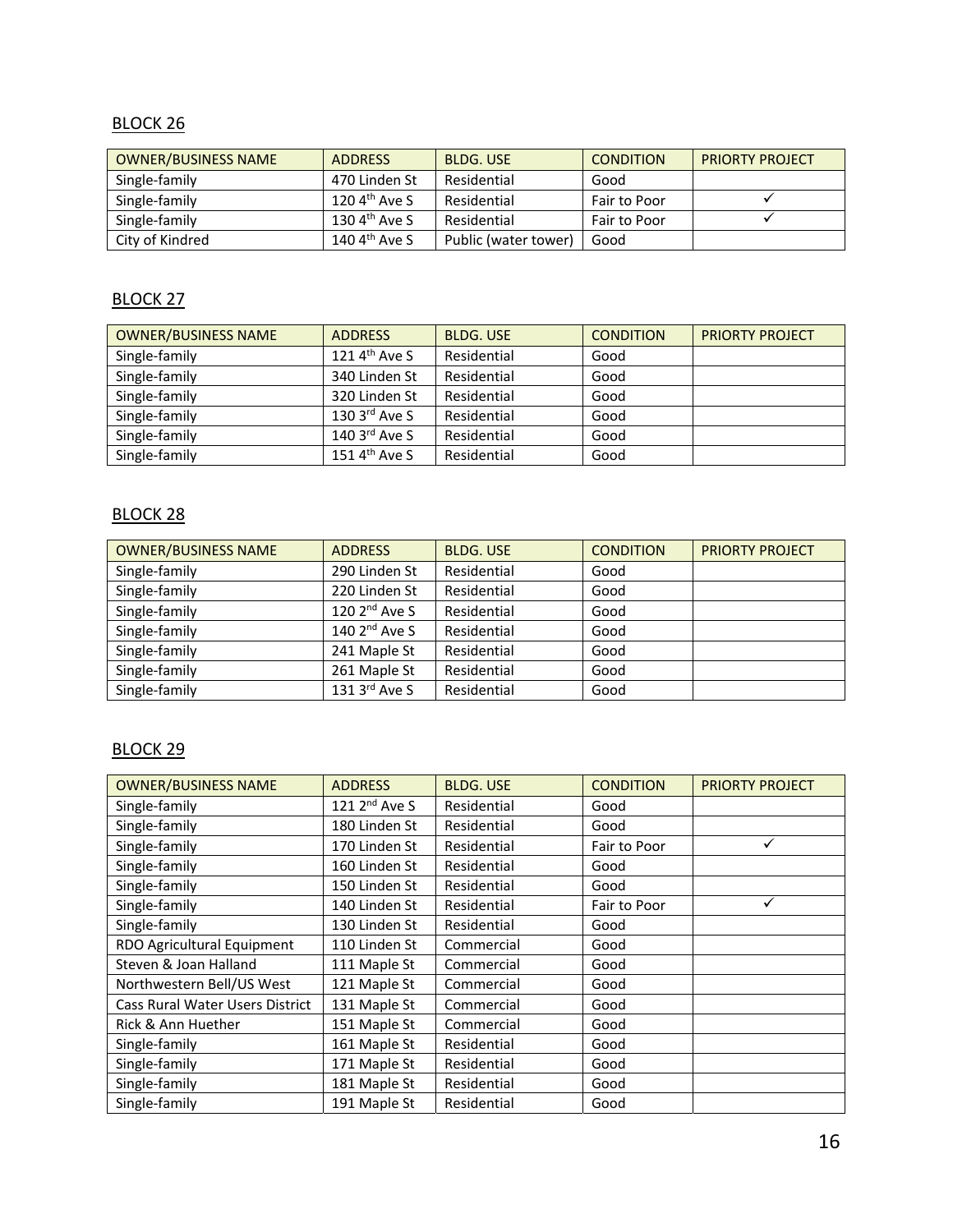BLOCK 26

| OWNER/BUSINESS NAME | ADDRESS | BLDG. USE | CONDITION | PRIORTY PROJECT |
|---|---|---|---|---|
| Single-family | 470 Linden St | Residential | Good | |
| Single-family | 120 4th Ave S | Residential | Fair to Poor | ✓ |
| Single-family | 130 4th Ave S | Residential | Fair to Poor | ✓ |
| City of Kindred | 140 4th Ave S | Public (water tower) | Good | |

BLOCK 27

| OWNER/BUSINESS NAME | ADDRESS | BLDG. USE | CONDITION | PRIORTY PROJECT |
|---|---|---|---|---|
| Single-family | 121 4th Ave S | Residential | Good | |
| Single-family | 340 Linden St | Residential | Good | |
| Single-family | 320 Linden St | Residential | Good | |
| Single-family | 130 3rd Ave S | Residential | Good | |
| Single-family | 140 3rd Ave S | Residential | Good | |
| Single-family | 151 4th Ave S | Residential | Good | |

BLOCK 28

| OWNER/BUSINESS NAME | ADDRESS | BLDG. USE | CONDITION | PRIORTY PROJECT |
|---|---|---|---|---|
| Single-family | 290 Linden St | Residential | Good | |
| Single-family | 220 Linden St | Residential | Good | |
| Single-family | 120 2nd Ave S | Residential | Good | |
| Single-family | 140 2nd Ave S | Residential | Good | |
| Single-family | 241 Maple St | Residential | Good | |
| Single-family | 261 Maple St | Residential | Good | |
| Single-family | 131 3rd Ave S | Residential | Good | |

BLOCK 29

| OWNER/BUSINESS NAME | ADDRESS | BLDG. USE | CONDITION | PRIORTY PROJECT |
|---|---|---|---|---|
| Single-family | 121 2nd Ave S | Residential | Good | |
| Single-family | 180 Linden St | Residential | Good | |
| Single-family | 170 Linden St | Residential | Fair to Poor | ✓ |
| Single-family | 160 Linden St | Residential | Good | |
| Single-family | 150 Linden St | Residential | Good | |
| Single-family | 140 Linden St | Residential | Fair to Poor | ✓ |
| Single-family | 130 Linden St | Residential | Good | |
| RDO Agricultural Equipment | 110 Linden St | Commercial | Good | |
| Steven & Joan Halland | 111 Maple St | Commercial | Good | |
| Northwestern Bell/US West | 121 Maple St | Commercial | Good | |
| Cass Rural Water Users District | 131 Maple St | Commercial | Good | |
| Rick & Ann Huether | 151 Maple St | Commercial | Good | |
| Single-family | 161 Maple St | Residential | Good | |
| Single-family | 171 Maple St | Residential | Good | |
| Single-family | 181 Maple St | Residential | Good | |
| Single-family | 191 Maple St | Residential | Good | |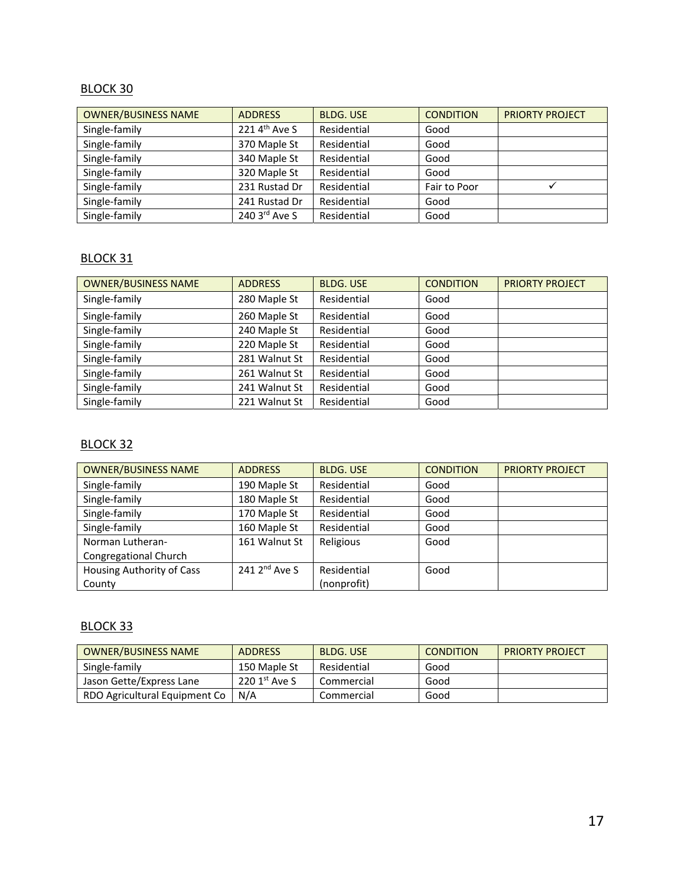BLOCK 30

| OWNER/BUSINESS NAME | ADDRESS | BLDG. USE | CONDITION | PRIORTY PROJECT |
|---|---|---|---|---|
| Single-family | 221 4th Ave S | Residential | Good | |
| Single-family | 370 Maple St | Residential | Good | |
| Single-family | 340 Maple St | Residential | Good | |
| Single-family | 320 Maple St | Residential | Good | |
| Single-family | 231 Rustad Dr | Residential | Fair to Poor | ✓ |
| Single-family | 241 Rustad Dr | Residential | Good | |
| Single-family | 240 3rd Ave S | Residential | Good | |

BLOCK 31

| OWNER/BUSINESS NAME | ADDRESS | BLDG. USE | CONDITION | PRIORTY PROJECT |
|---|---|---|---|---|
| Single-family | 280 Maple St | Residential | Good | |
| Single-family | 260 Maple St | Residential | Good | |
| Single-family | 240 Maple St | Residential | Good | |
| Single-family | 220 Maple St | Residential | Good | |
| Single-family | 281 Walnut St | Residential | Good | |
| Single-family | 261 Walnut St | Residential | Good | |
| Single-family | 241 Walnut St | Residential | Good | |
| Single-family | 221 Walnut St | Residential | Good | |

BLOCK 32

| OWNER/BUSINESS NAME | ADDRESS | BLDG. USE | CONDITION | PRIORTY PROJECT |
|---|---|---|---|---|
| Single-family | 190 Maple St | Residential | Good | |
| Single-family | 180 Maple St | Residential | Good | |
| Single-family | 170 Maple St | Residential | Good | |
| Single-family | 160 Maple St | Residential | Good | |
| Norman Lutheran-Congregational Church | 161 Walnut St | Religious | Good | |
| Housing Authority of Cass County | 241 2nd Ave S | Residential (nonprofit) | Good | |

BLOCK 33

| OWNER/BUSINESS NAME | ADDRESS | BLDG. USE | CONDITION | PRIORTY PROJECT |
|---|---|---|---|---|
| Single-family | 150 Maple St | Residential | Good | |
| Jason Gette/Express Lane | 220 1st Ave S | Commercial | Good | |
| RDO Agricultural Equipment Co | N/A | Commercial | Good | |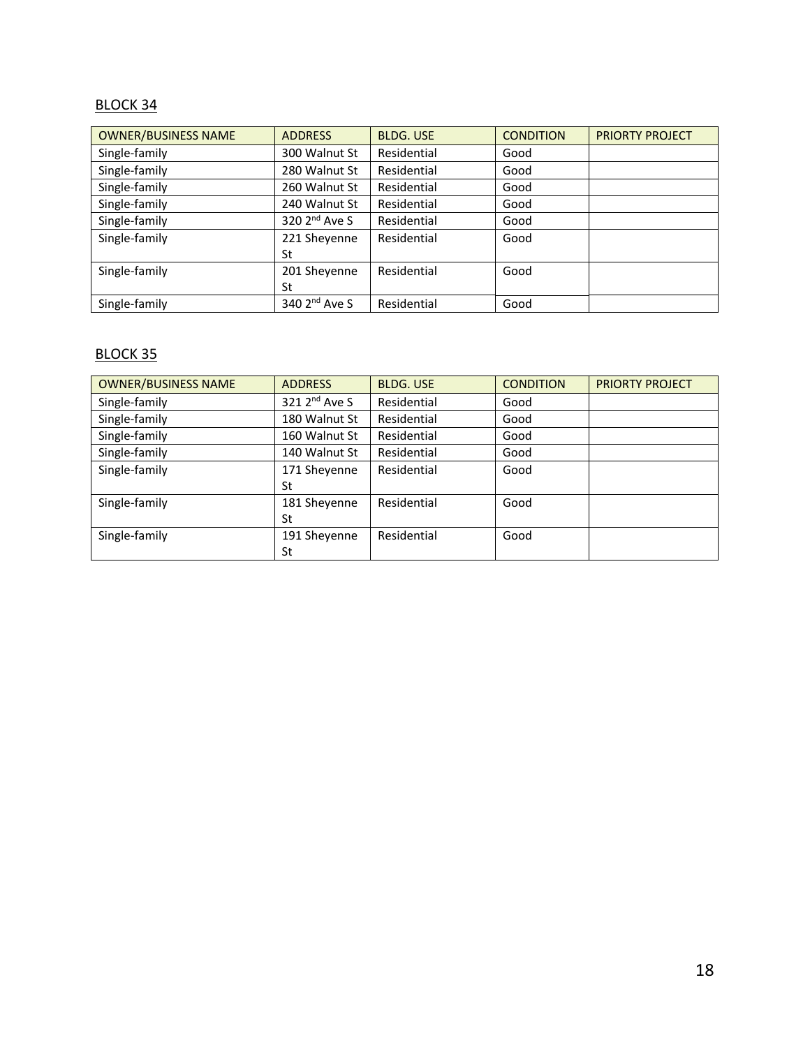BLOCK 34

| OWNER/BUSINESS NAME | ADDRESS | BLDG. USE | CONDITION | PRIORTY PROJECT |
|---|---|---|---|---|
| Single-family | 300 Walnut St | Residential | Good | |
| Single-family | 280 Walnut St | Residential | Good | |
| Single-family | 260 Walnut St | Residential | Good | |
| Single-family | 240 Walnut St | Residential | Good | |
| Single-family | 320 2nd Ave S | Residential | Good | |
| Single-family | 221 Sheyenne St | Residential | Good | |
| Single-family | 201 Sheyenne St | Residential | Good | |
| Single-family | 340 2nd Ave S | Residential | Good | |

BLOCK 35

| OWNER/BUSINESS NAME | ADDRESS | BLDG. USE | CONDITION | PRIORTY PROJECT |
|---|---|---|---|---|
| Single-family | 321 2nd Ave S | Residential | Good | |
| Single-family | 180 Walnut St | Residential | Good | |
| Single-family | 160 Walnut St | Residential | Good | |
| Single-family | 140 Walnut St | Residential | Good | |
| Single-family | 171 Sheyenne St | Residential | Good | |
| Single-family | 181 Sheyenne St | Residential | Good | |
| Single-family | 191 Sheyenne St | Residential | Good | |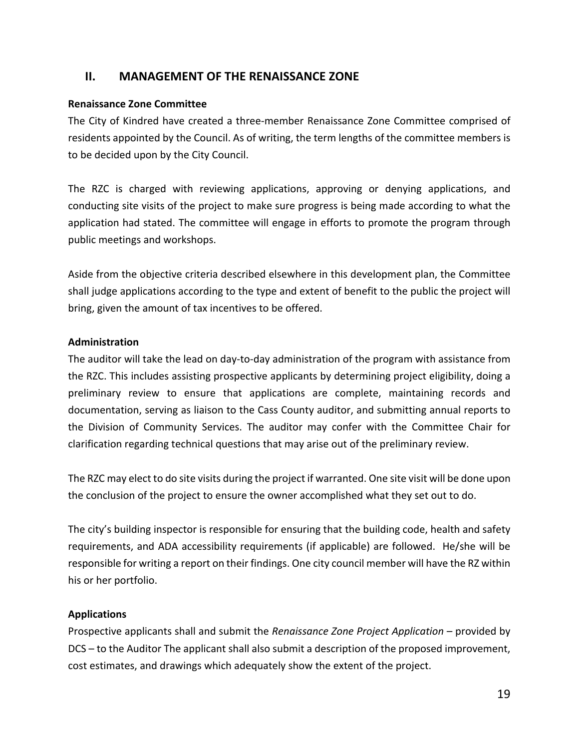## II. MANAGEMENT OF THE RENAISSANCE ZONE

**Renaissance Zone Committee**

The City of Kindred have created a three-member Renaissance Zone Committee comprised of residents appointed by the Council. As of writing, the term lengths of the committee members is to be decided upon by the City Council.

The RZC is charged with reviewing applications, approving or denying applications, and conducting site visits of the project to make sure progress is being made according to what the application had stated. The committee will engage in efforts to promote the program through public meetings and workshops.

Aside from the objective criteria described elsewhere in this development plan, the Committee shall judge applications according to the type and extent of benefit to the public the project will bring, given the amount of tax incentives to be offered.

**Administration**

The auditor will take the lead on day-to-day administration of the program with assistance from the RZC. This includes assisting prospective applicants by determining project eligibility, doing a preliminary review to ensure that applications are complete, maintaining records and documentation, serving as liaison to the Cass County auditor, and submitting annual reports to the Division of Community Services. The auditor may confer with the Committee Chair for clarification regarding technical questions that may arise out of the preliminary review.

The RZC may elect to do site visits during the project if warranted. One site visit will be done upon the conclusion of the project to ensure the owner accomplished what they set out to do.

The city's building inspector is responsible for ensuring that the building code, health and safety requirements, and ADA accessibility requirements (if applicable) are followed. He/she will be responsible for writing a report on their findings. One city council member will have the RZ within his or her portfolio.

**Applications**

Prospective applicants shall and submit the *Renaissance Zone Project Application* – provided by DCS – to the Auditor The applicant shall also submit a description of the proposed improvement, cost estimates, and drawings which adequately show the extent of the project.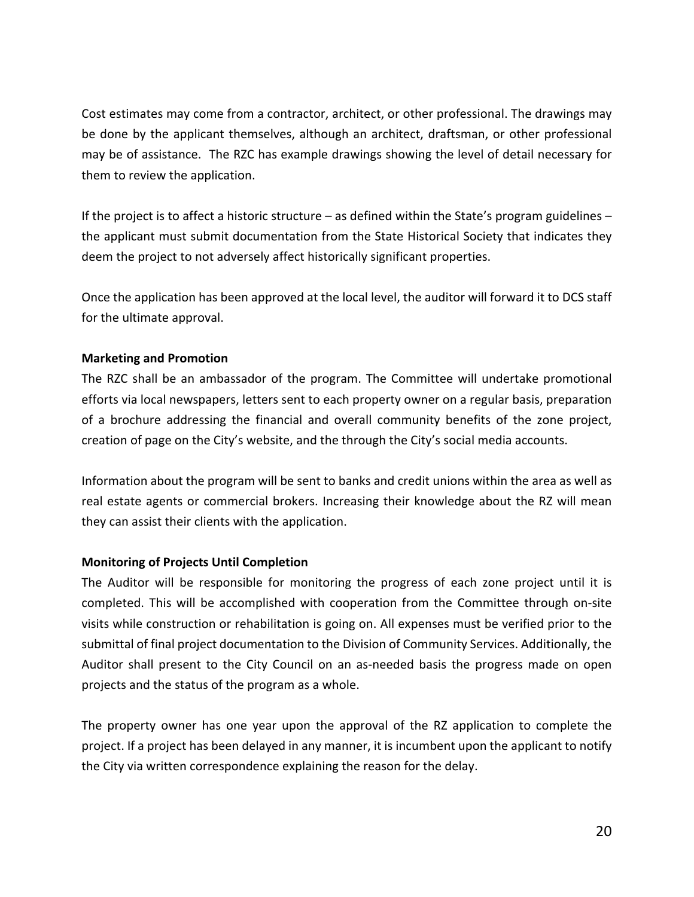Cost estimates may come from a contractor, architect, or other professional. The drawings may be done by the applicant themselves, although an architect, draftsman, or other professional may be of assistance. The RZC has example drawings showing the level of detail necessary for them to review the application.

If the project is to affect a historic structure – as defined within the State's program guidelines – the applicant must submit documentation from the State Historical Society that indicates they deem the project to not adversely affect historically significant properties.

Once the application has been approved at the local level, the auditor will forward it to DCS staff for the ultimate approval.

**Marketing and Promotion**

The RZC shall be an ambassador of the program. The Committee will undertake promotional efforts via local newspapers, letters sent to each property owner on a regular basis, preparation of a brochure addressing the financial and overall community benefits of the zone project, creation of page on the City's website, and the through the City's social media accounts.

Information about the program will be sent to banks and credit unions within the area as well as real estate agents or commercial brokers. Increasing their knowledge about the RZ will mean they can assist their clients with the application.

**Monitoring of Projects Until Completion**

The Auditor will be responsible for monitoring the progress of each zone project until it is completed. This will be accomplished with cooperation from the Committee through on-site visits while construction or rehabilitation is going on. All expenses must be verified prior to the submittal of final project documentation to the Division of Community Services. Additionally, the Auditor shall present to the City Council on an as-needed basis the progress made on open projects and the status of the program as a whole.

The property owner has one year upon the approval of the RZ application to complete the project. If a project has been delayed in any manner, it is incumbent upon the applicant to notify the City via written correspondence explaining the reason for the delay.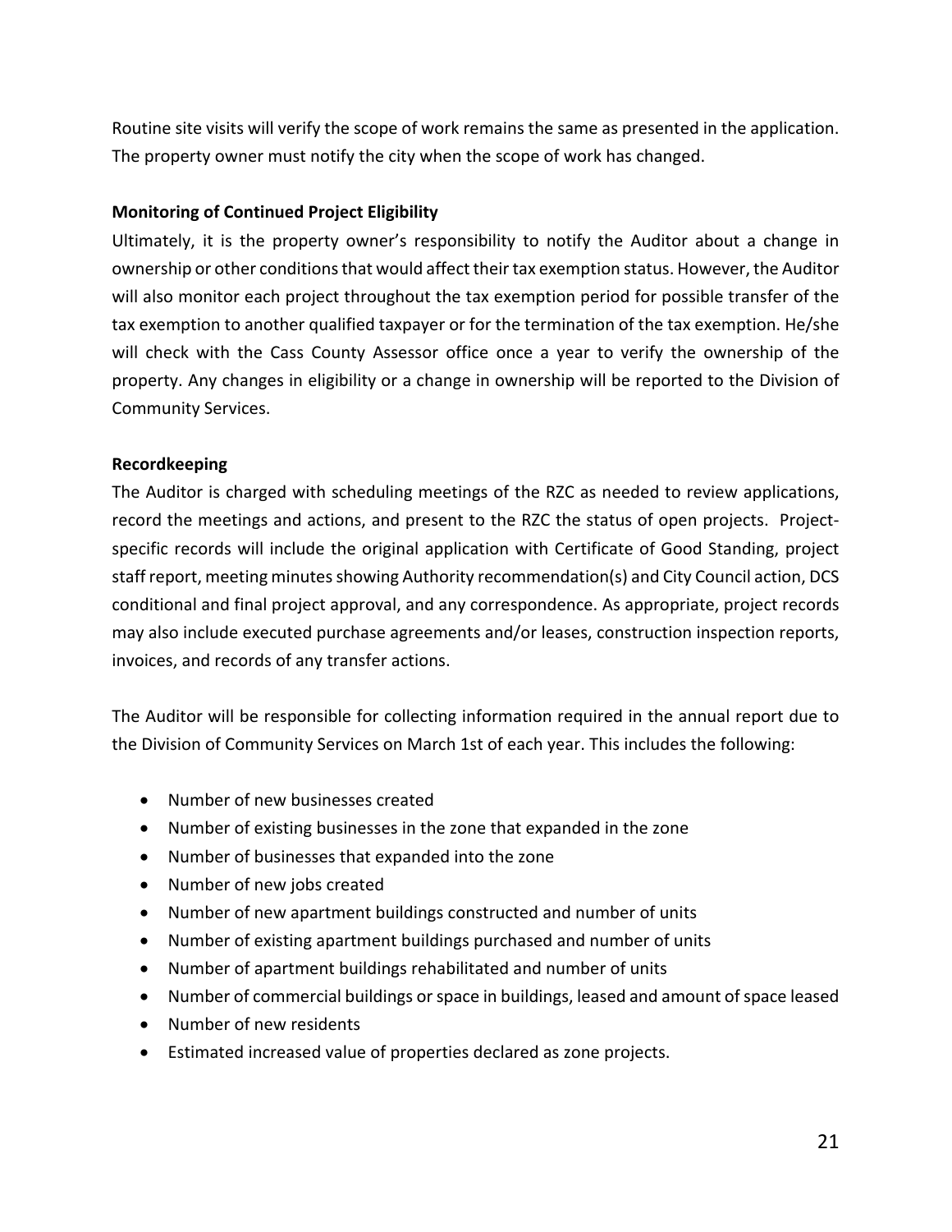Routine site visits will verify the scope of work remains the same as presented in the application. The property owner must notify the city when the scope of work has changed.

**Monitoring of Continued Project Eligibility**

Ultimately, it is the property owner's responsibility to notify the Auditor about a change in ownership or other conditions that would affect their tax exemption status. However, the Auditor will also monitor each project throughout the tax exemption period for possible transfer of the tax exemption to another qualified taxpayer or for the termination of the tax exemption. He/she will check with the Cass County Assessor office once a year to verify the ownership of the property. Any changes in eligibility or a change in ownership will be reported to the Division of Community Services.

**Recordkeeping**

The Auditor is charged with scheduling meetings of the RZC as needed to review applications, record the meetings and actions, and present to the RZC the status of open projects. Project-specific records will include the original application with Certificate of Good Standing, project staff report, meeting minutes showing Authority recommendation(s) and City Council action, DCS conditional and final project approval, and any correspondence. As appropriate, project records may also include executed purchase agreements and/or leases, construction inspection reports, invoices, and records of any transfer actions.

The Auditor will be responsible for collecting information required in the annual report due to the Division of Community Services on March 1st of each year. This includes the following:

- Number of new businesses created
- Number of existing businesses in the zone that expanded in the zone
- Number of businesses that expanded into the zone
- Number of new jobs created
- Number of new apartment buildings constructed and number of units
- Number of existing apartment buildings purchased and number of units
- Number of apartment buildings rehabilitated and number of units
- Number of commercial buildings or space in buildings, leased and amount of space leased
- Number of new residents
- Estimated increased value of properties declared as zone projects.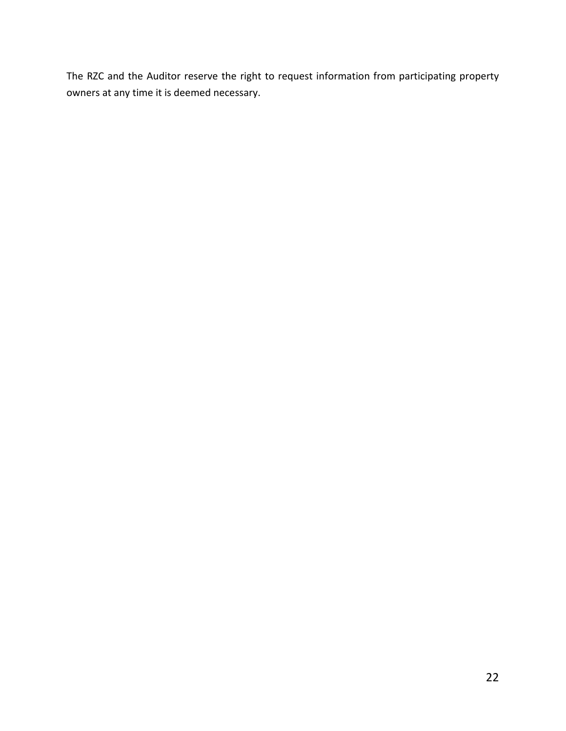The RZC and the Auditor reserve the right to request information from participating property owners at any time it is deemed necessary.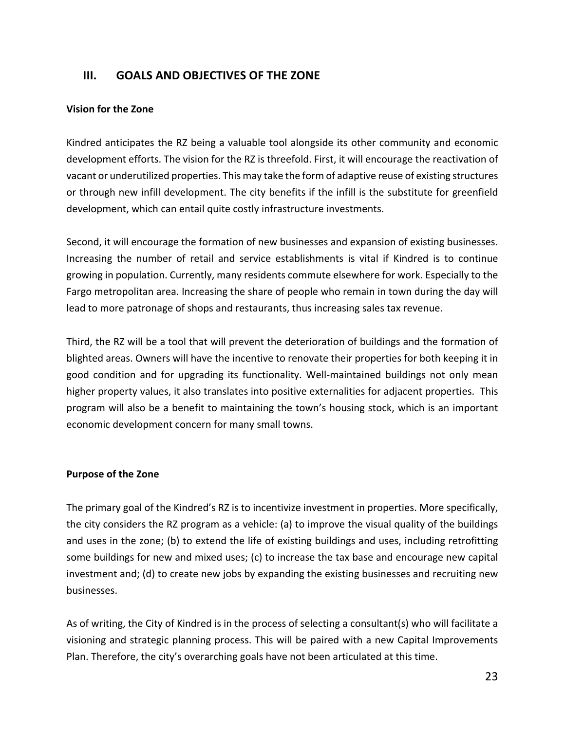## III. GOALS AND OBJECTIVES OF THE ZONE

**Vision for the Zone**

Kindred anticipates the RZ being a valuable tool alongside its other community and economic development efforts. The vision for the RZ is threefold. First, it will encourage the reactivation of vacant or underutilized properties. This may take the form of adaptive reuse of existing structures or through new infill development. The city benefits if the infill is the substitute for greenfield development, which can entail quite costly infrastructure investments.

Second, it will encourage the formation of new businesses and expansion of existing businesses. Increasing the number of retail and service establishments is vital if Kindred is to continue growing in population. Currently, many residents commute elsewhere for work. Especially to the Fargo metropolitan area. Increasing the share of people who remain in town during the day will lead to more patronage of shops and restaurants, thus increasing sales tax revenue.

Third, the RZ will be a tool that will prevent the deterioration of buildings and the formation of blighted areas. Owners will have the incentive to renovate their properties for both keeping it in good condition and for upgrading its functionality. Well-maintained buildings not only mean higher property values, it also translates into positive externalities for adjacent properties. This program will also be a benefit to maintaining the town's housing stock, which is an important economic development concern for many small towns.

**Purpose of the Zone**

The primary goal of the Kindred's RZ is to incentivize investment in properties. More specifically, the city considers the RZ program as a vehicle: (a) to improve the visual quality of the buildings and uses in the zone; (b) to extend the life of existing buildings and uses, including retrofitting some buildings for new and mixed uses; (c) to increase the tax base and encourage new capital investment and; (d) to create new jobs by expanding the existing businesses and recruiting new businesses.

As of writing, the City of Kindred is in the process of selecting a consultant(s) who will facilitate a visioning and strategic planning process. This will be paired with a new Capital Improvements Plan. Therefore, the city's overarching goals have not been articulated at this time.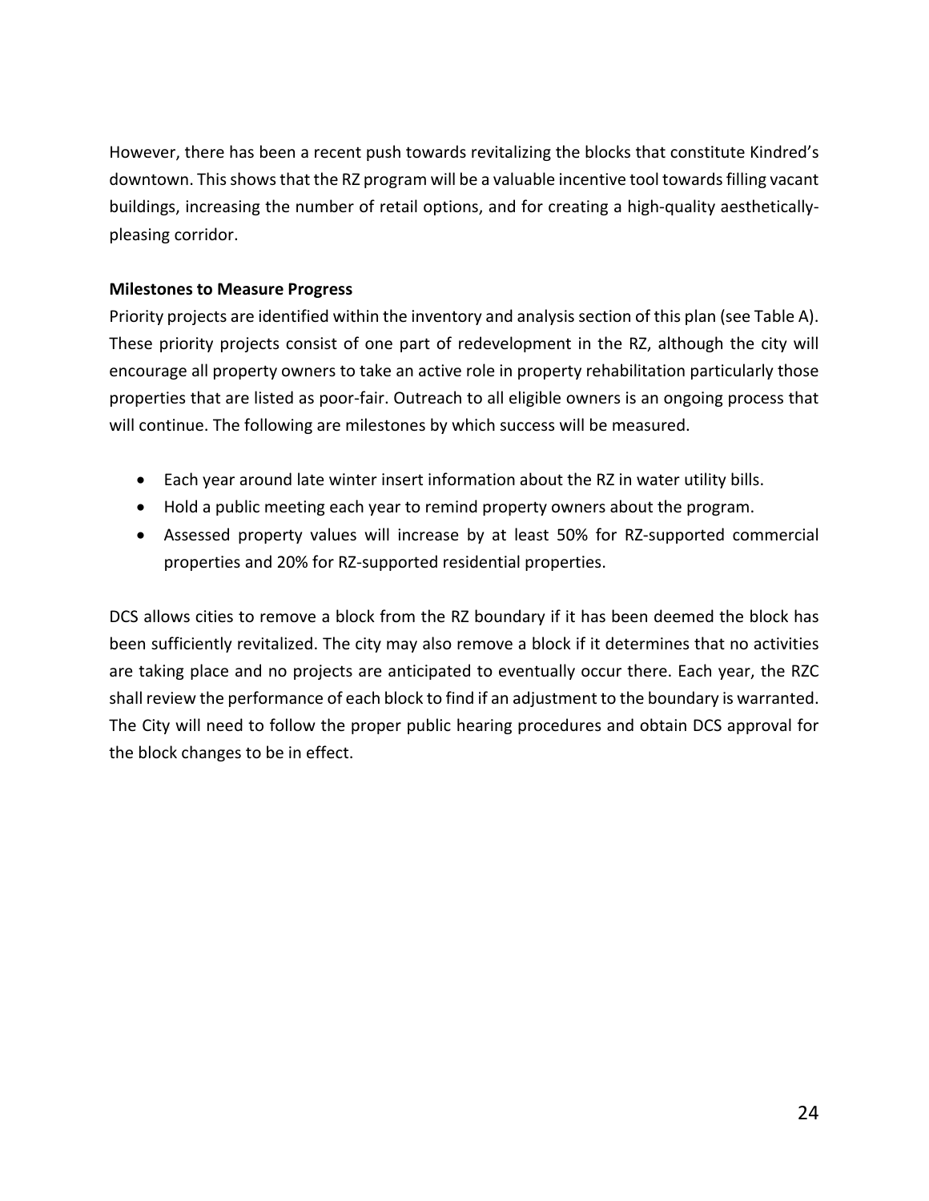However, there has been a recent push towards revitalizing the blocks that constitute Kindred's downtown. This shows that the RZ program will be a valuable incentive tool towards filling vacant buildings, increasing the number of retail options, and for creating a high-quality aesthetically-pleasing corridor.

**Milestones to Measure Progress**

Priority projects are identified within the inventory and analysis section of this plan (see Table A). These priority projects consist of one part of redevelopment in the RZ, although the city will encourage all property owners to take an active role in property rehabilitation particularly those properties that are listed as poor-fair. Outreach to all eligible owners is an ongoing process that will continue. The following are milestones by which success will be measured.

- Each year around late winter insert information about the RZ in water utility bills.
- Hold a public meeting each year to remind property owners about the program.
- Assessed property values will increase by at least 50% for RZ-supported commercial properties and 20% for RZ-supported residential properties.

DCS allows cities to remove a block from the RZ boundary if it has been deemed the block has been sufficiently revitalized. The city may also remove a block if it determines that no activities are taking place and no projects are anticipated to eventually occur there. Each year, the RZC shall review the performance of each block to find if an adjustment to the boundary is warranted. The City will need to follow the proper public hearing procedures and obtain DCS approval for the block changes to be in effect.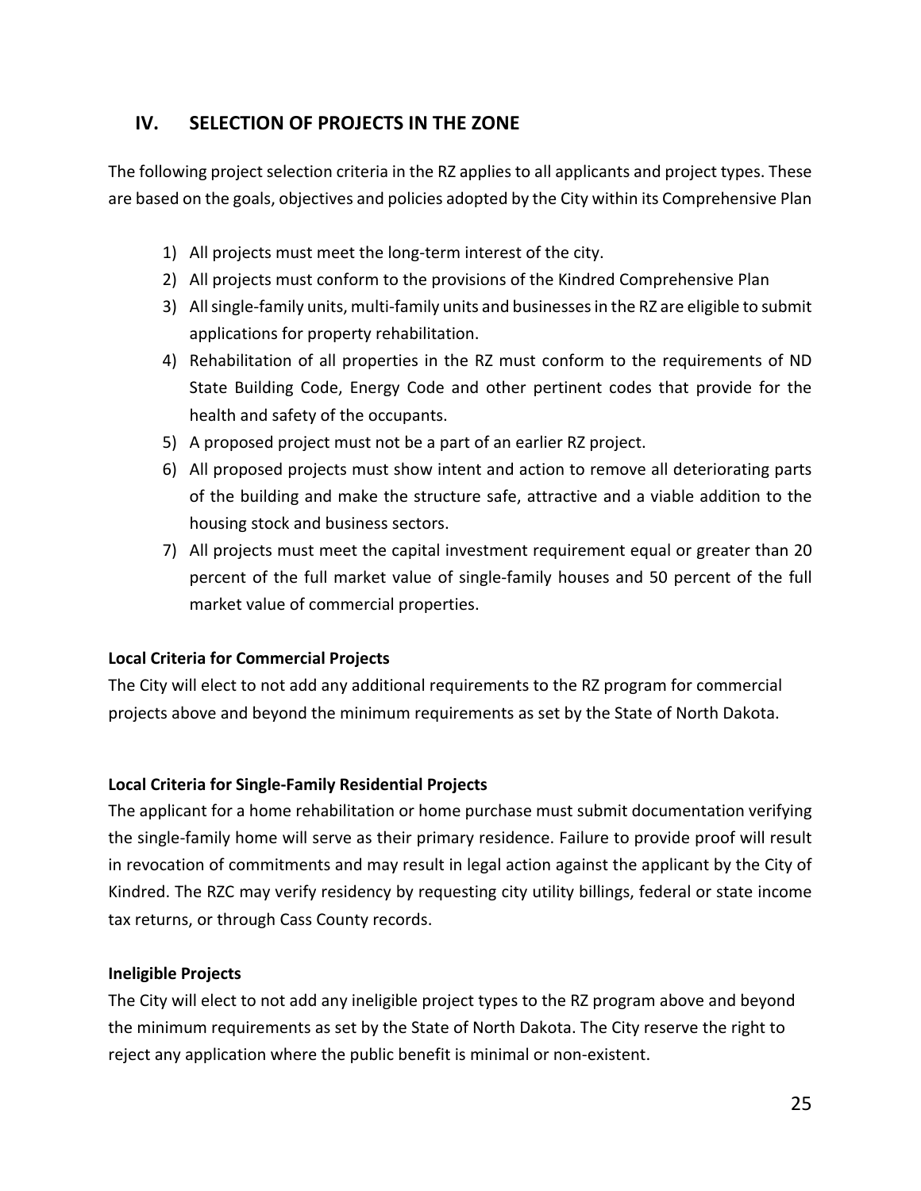## IV. SELECTION OF PROJECTS IN THE ZONE

The following project selection criteria in the RZ applies to all applicants and project types. These are based on the goals, objectives and policies adopted by the City within its Comprehensive Plan

1) All projects must meet the long-term interest of the city.
2) All projects must conform to the provisions of the Kindred Comprehensive Plan
3) All single-family units, multi-family units and businesses in the RZ are eligible to submit applications for property rehabilitation.
4) Rehabilitation of all properties in the RZ must conform to the requirements of ND State Building Code, Energy Code and other pertinent codes that provide for the health and safety of the occupants.
5) A proposed project must not be a part of an earlier RZ project.
6) All proposed projects must show intent and action to remove all deteriorating parts of the building and make the structure safe, attractive and a viable addition to the housing stock and business sectors.
7) All projects must meet the capital investment requirement equal or greater than 20 percent of the full market value of single-family houses and 50 percent of the full market value of commercial properties.

**Local Criteria for Commercial Projects**

The City will elect to not add any additional requirements to the RZ program for commercial projects above and beyond the minimum requirements as set by the State of North Dakota.

**Local Criteria for Single-Family Residential Projects**

The applicant for a home rehabilitation or home purchase must submit documentation verifying the single-family home will serve as their primary residence. Failure to provide proof will result in revocation of commitments and may result in legal action against the applicant by the City of Kindred. The RZC may verify residency by requesting city utility billings, federal or state income tax returns, or through Cass County records.

**Ineligible Projects**

The City will elect to not add any ineligible project types to the RZ program above and beyond the minimum requirements as set by the State of North Dakota. The City reserve the right to reject any application where the public benefit is minimal or non-existent.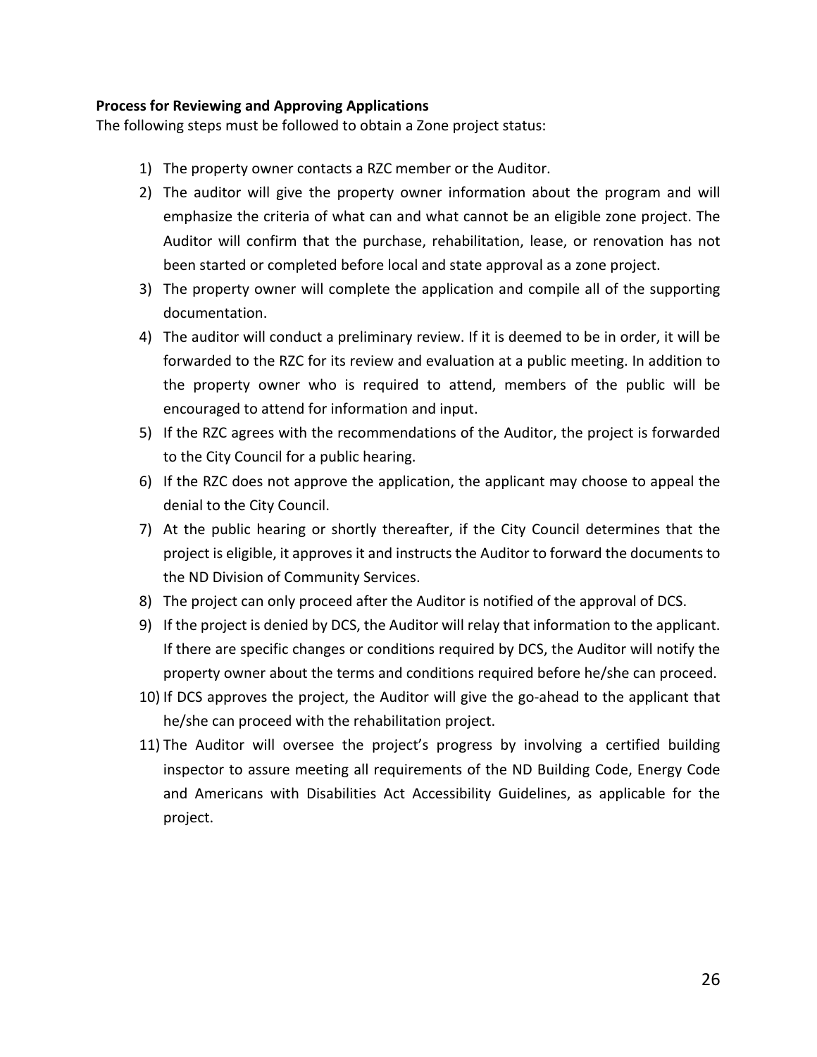**Process for Reviewing and Approving Applications**

The following steps must be followed to obtain a Zone project status:

1) The property owner contacts a RZC member or the Auditor.
2) The auditor will give the property owner information about the program and will emphasize the criteria of what can and what cannot be an eligible zone project. The Auditor will confirm that the purchase, rehabilitation, lease, or renovation has not been started or completed before local and state approval as a zone project.
3) The property owner will complete the application and compile all of the supporting documentation.
4) The auditor will conduct a preliminary review. If it is deemed to be in order, it will be forwarded to the RZC for its review and evaluation at a public meeting. In addition to the property owner who is required to attend, members of the public will be encouraged to attend for information and input.
5) If the RZC agrees with the recommendations of the Auditor, the project is forwarded to the City Council for a public hearing.
6) If the RZC does not approve the application, the applicant may choose to appeal the denial to the City Council.
7) At the public hearing or shortly thereafter, if the City Council determines that the project is eligible, it approves it and instructs the Auditor to forward the documents to the ND Division of Community Services.
8) The project can only proceed after the Auditor is notified of the approval of DCS.
9) If the project is denied by DCS, the Auditor will relay that information to the applicant. If there are specific changes or conditions required by DCS, the Auditor will notify the property owner about the terms and conditions required before he/she can proceed.
10) If DCS approves the project, the Auditor will give the go-ahead to the applicant that he/she can proceed with the rehabilitation project.
11) The Auditor will oversee the project's progress by involving a certified building inspector to assure meeting all requirements of the ND Building Code, Energy Code and Americans with Disabilities Act Accessibility Guidelines, as applicable for the project.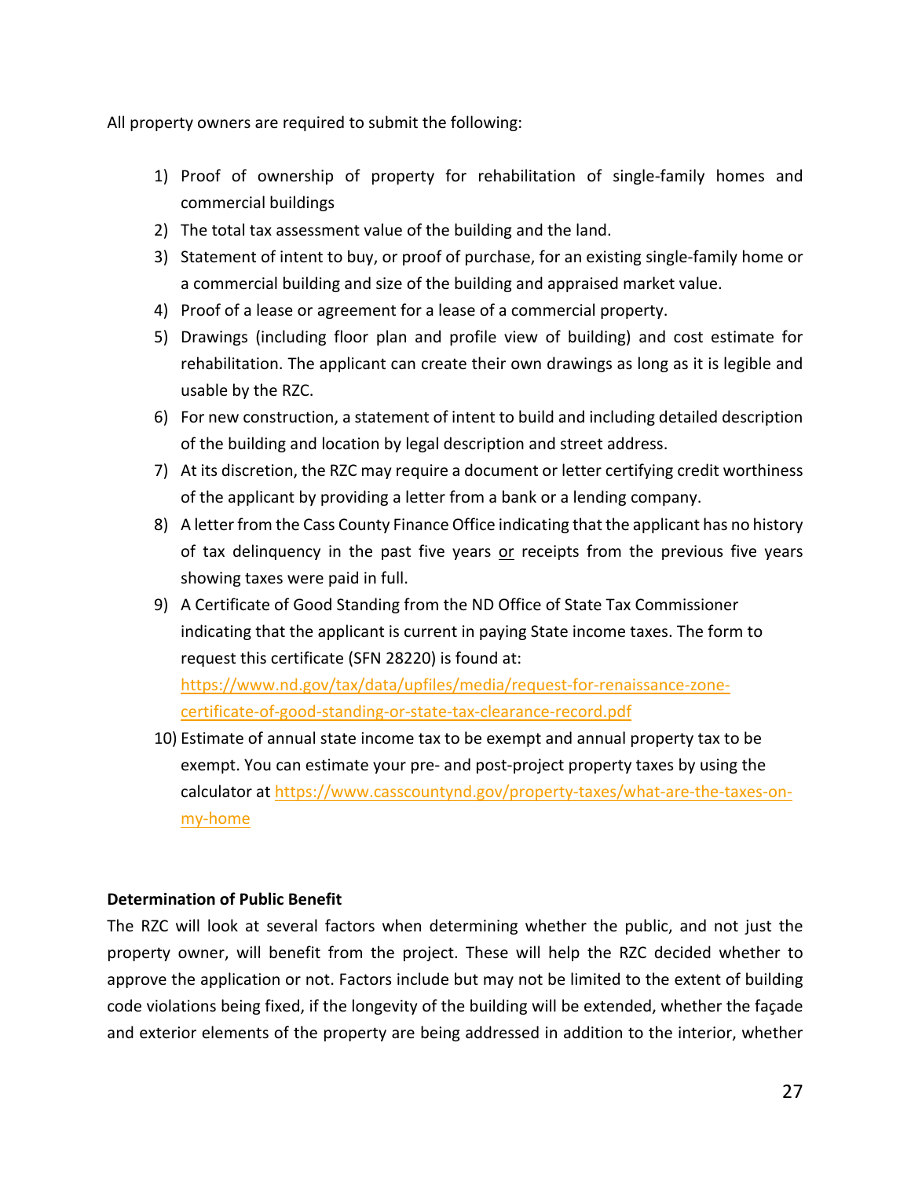All property owners are required to submit the following:

1) Proof of ownership of property for rehabilitation of single-family homes and commercial buildings
2) The total tax assessment value of the building and the land.
3) Statement of intent to buy, or proof of purchase, for an existing single-family home or a commercial building and size of the building and appraised market value.
4) Proof of a lease or agreement for a lease of a commercial property.
5) Drawings (including floor plan and profile view of building) and cost estimate for rehabilitation. The applicant can create their own drawings as long as it is legible and usable by the RZC.
6) For new construction, a statement of intent to build and including detailed description of the building and location by legal description and street address.
7) At its discretion, the RZC may require a document or letter certifying credit worthiness of the applicant by providing a letter from a bank or a lending company.
8) A letter from the Cass County Finance Office indicating that the applicant has no history of tax delinquency in the past five years or receipts from the previous five years showing taxes were paid in full.
9) A Certificate of Good Standing from the ND Office of State Tax Commissioner indicating that the applicant is current in paying State income taxes. The form to request this certificate (SFN 28220) is found at: https://www.nd.gov/tax/data/upfiles/media/request-for-renaissance-zone-certificate-of-good-standing-or-state-tax-clearance-record.pdf
10) Estimate of annual state income tax to be exempt and annual property tax to be exempt. You can estimate your pre- and post-project property taxes by using the calculator at https://www.casscountynd.gov/property-taxes/what-are-the-taxes-on-my-home

**Determination of Public Benefit**

The RZC will look at several factors when determining whether the public, and not just the property owner, will benefit from the project. These will help the RZC decided whether to approve the application or not. Factors include but may not be limited to the extent of building code violations being fixed, if the longevity of the building will be extended, whether the façade and exterior elements of the property are being addressed in addition to the interior, whether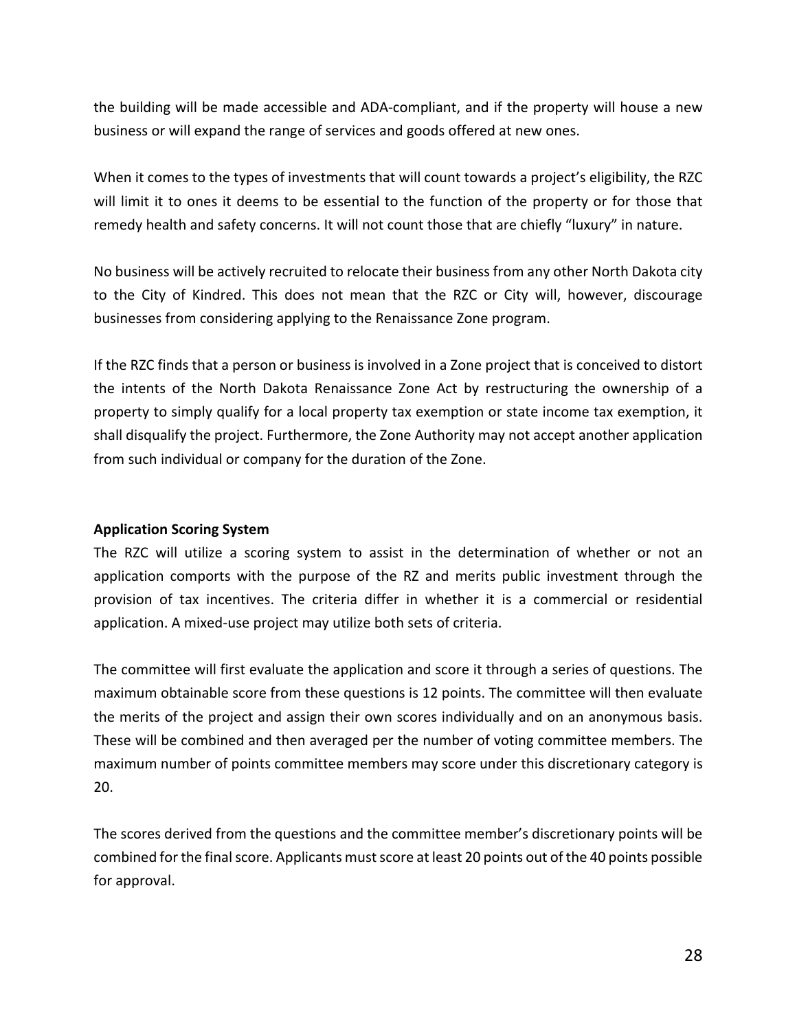the building will be made accessible and ADA-compliant, and if the property will house a new business or will expand the range of services and goods offered at new ones.

When it comes to the types of investments that will count towards a project's eligibility, the RZC will limit it to ones it deems to be essential to the function of the property or for those that remedy health and safety concerns. It will not count those that are chiefly "luxury" in nature.

No business will be actively recruited to relocate their business from any other North Dakota city to the City of Kindred. This does not mean that the RZC or City will, however, discourage businesses from considering applying to the Renaissance Zone program.

If the RZC finds that a person or business is involved in a Zone project that is conceived to distort the intents of the North Dakota Renaissance Zone Act by restructuring the ownership of a property to simply qualify for a local property tax exemption or state income tax exemption, it shall disqualify the project. Furthermore, the Zone Authority may not accept another application from such individual or company for the duration of the Zone.

**Application Scoring System**

The RZC will utilize a scoring system to assist in the determination of whether or not an application comports with the purpose of the RZ and merits public investment through the provision of tax incentives. The criteria differ in whether it is a commercial or residential application. A mixed-use project may utilize both sets of criteria.

The committee will first evaluate the application and score it through a series of questions. The maximum obtainable score from these questions is 12 points. The committee will then evaluate the merits of the project and assign their own scores individually and on an anonymous basis. These will be combined and then averaged per the number of voting committee members. The maximum number of points committee members may score under this discretionary category is 20.

The scores derived from the questions and the committee member's discretionary points will be combined for the final score. Applicants must score at least 20 points out of the 40 points possible for approval.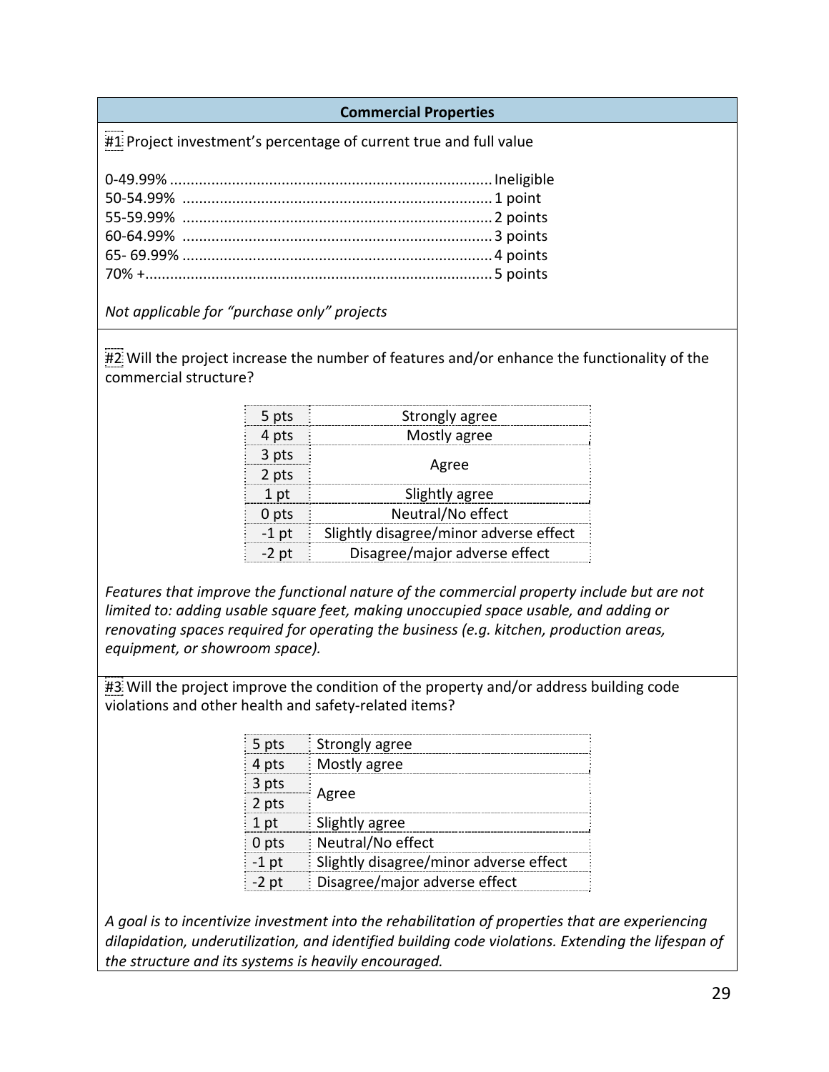## Commercial Properties

#1 Project investment's percentage of current true and full value

0-49.99% ............................................................................. Ineligible
50-54.99% .......................................................................... 1 point
55-59.99% .......................................................................... 2 points
60-64.99% .......................................................................... 3 points
65- 69.99% .......................................................................... 4 points
70% +................................................................................... 5 points

*Not applicable for "purchase only" projects*

#2 Will the project increase the number of features and/or enhance the functionality of the commercial structure?

| Points | Response |
|---|---|
| 5 pts | Strongly agree |
| 4 pts | Mostly agree |
| 3 pts | Agree |
| 2 pts | |
| 1 pt | Slightly agree |
| 0 pts | Neutral/No effect |
| -1 pt | Slightly disagree/minor adverse effect |
| -2 pt | Disagree/major adverse effect |

*Features that improve the functional nature of the commercial property include but are not limited to: adding usable square feet, making unoccupied space usable, and adding or renovating spaces required for operating the business (e.g. kitchen, production areas, equipment, or showroom space).*

#3 Will the project improve the condition of the property and/or address building code violations and other health and safety-related items?

| Points | Response |
|---|---|
| 5 pts | Strongly agree |
| 4 pts | Mostly agree |
| 3 pts | Agree |
| 2 pts | |
| 1 pt | Slightly agree |
| 0 pts | Neutral/No effect |
| -1 pt | Slightly disagree/minor adverse effect |
| -2 pt | Disagree/major adverse effect |

*A goal is to incentivize investment into the rehabilitation of properties that are experiencing dilapidation, underutilization, and identified building code violations. Extending the lifespan of the structure and its systems is heavily encouraged.*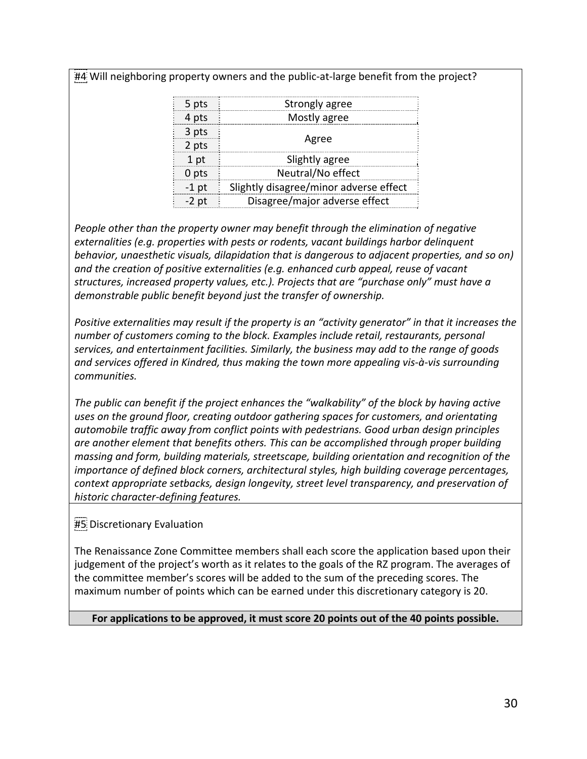#4 Will neighboring property owners and the public-at-large benefit from the project?

| | |
|---|---|
| 5 pts | Strongly agree |
| 4 pts | Mostly agree |
| 3 pts | Agree |
| 2 pts | |
| 1 pt | Slightly agree |
| 0 pts | Neutral/No effect |
| -1 pt | Slightly disagree/minor adverse effect |
| -2 pt | Disagree/major adverse effect |

*People other than the property owner may benefit through the elimination of negative externalities (e.g. properties with pests or rodents, vacant buildings harbor delinquent behavior, unaesthetic visuals, dilapidation that is dangerous to adjacent properties, and so on) and the creation of positive externalities (e.g. enhanced curb appeal, reuse of vacant structures, increased property values, etc.). Projects that are "purchase only" must have a demonstrable public benefit beyond just the transfer of ownership.*

*Positive externalities may result if the property is an "activity generator" in that it increases the number of customers coming to the block. Examples include retail, restaurants, personal services, and entertainment facilities. Similarly, the business may add to the range of goods and services offered in Kindred, thus making the town more appealing vis-à-vis surrounding communities.*

*The public can benefit if the project enhances the "walkability" of the block by having active uses on the ground floor, creating outdoor gathering spaces for customers, and orientating automobile traffic away from conflict points with pedestrians. Good urban design principles are another element that benefits others. This can be accomplished through proper building massing and form, building materials, streetscape, building orientation and recognition of the importance of defined block corners, architectural styles, high building coverage percentages, context appropriate setbacks, design longevity, street level transparency, and preservation of historic character-defining features.*

#5 Discretionary Evaluation

The Renaissance Zone Committee members shall each score the application based upon their judgement of the project's worth as it relates to the goals of the RZ program. The averages of the committee member's scores will be added to the sum of the preceding scores. The maximum number of points which can be earned under this discretionary category is 20.

**For applications to be approved, it must score 20 points out of the 40 points possible.**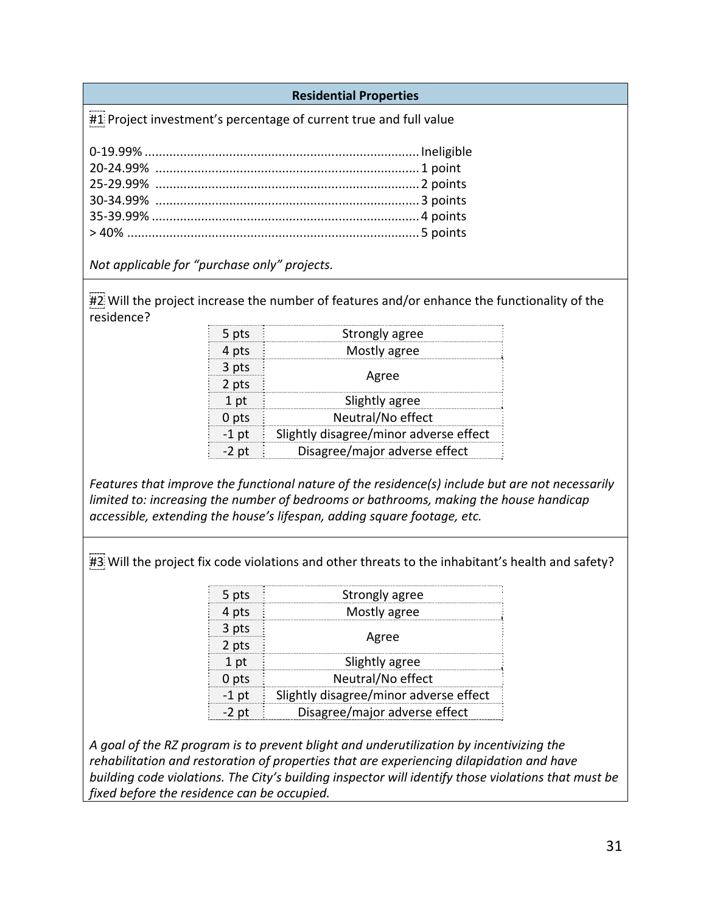## Residential Properties

#1 Project investment's percentage of current true and full value

0-19.99% ........................................................................ Ineligible
20-24.99% ...................................................................... 1 point
25-29.99% ...................................................................... 2 points
30-34.99% ...................................................................... 3 points
35-39.99% ...................................................................... 4 points
> 40% ............................................................................ 5 points

*Not applicable for "purchase only" projects.*

#2 Will the project increase the number of features and/or enhance the functionality of the residence?

| Points | Response |
|---|---|
| 5 pts | Strongly agree |
| 4 pts | Mostly agree |
| 3 pts | Agree |
| 2 pts | |
| 1 pt | Slightly agree |
| 0 pts | Neutral/No effect |
| -1 pt | Slightly disagree/minor adverse effect |
| -2 pt | Disagree/major adverse effect |

*Features that improve the functional nature of the residence(s) include but are not necessarily limited to: increasing the number of bedrooms or bathrooms, making the house handicap accessible, extending the house's lifespan, adding square footage, etc.*

#3 Will the project fix code violations and other threats to the inhabitant's health and safety?

| Points | Response |
|---|---|
| 5 pts | Strongly agree |
| 4 pts | Mostly agree |
| 3 pts | Agree |
| 2 pts | |
| 1 pt | Slightly agree |
| 0 pts | Neutral/No effect |
| -1 pt | Slightly disagree/minor adverse effect |
| -2 pt | Disagree/major adverse effect |

*A goal of the RZ program is to prevent blight and underutilization by incentivizing the rehabilitation and restoration of properties that are experiencing dilapidation and have building code violations. The City's building inspector will identify those violations that must be fixed before the residence can be occupied.*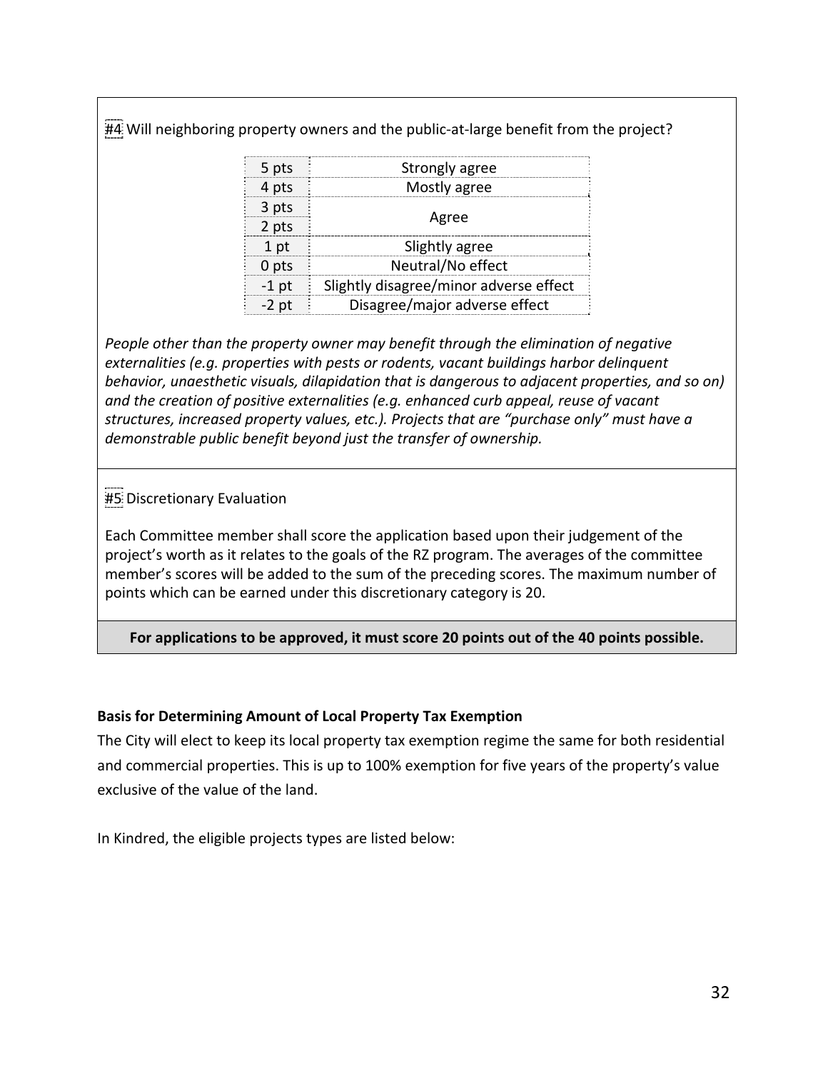#4 Will neighboring property owners and the public-at-large benefit from the project?

| | |
|---|---|
| 5 pts | Strongly agree |
| 4 pts | Mostly agree |
| 3 pts | Agree |
| 2 pts | |
| 1 pt | Slightly agree |
| 0 pts | Neutral/No effect |
| -1 pt | Slightly disagree/minor adverse effect |
| -2 pt | Disagree/major adverse effect |

*People other than the property owner may benefit through the elimination of negative externalities (e.g. properties with pests or rodents, vacant buildings harbor delinquent behavior, unaesthetic visuals, dilapidation that is dangerous to adjacent properties, and so on) and the creation of positive externalities (e.g. enhanced curb appeal, reuse of vacant structures, increased property values, etc.). Projects that are "purchase only" must have a demonstrable public benefit beyond just the transfer of ownership.*

#5 Discretionary Evaluation

Each Committee member shall score the application based upon their judgement of the project's worth as it relates to the goals of the RZ program. The averages of the committee member's scores will be added to the sum of the preceding scores. The maximum number of points which can be earned under this discretionary category is 20.

**For applications to be approved, it must score 20 points out of the 40 points possible.**

**Basis for Determining Amount of Local Property Tax Exemption**

The City will elect to keep its local property tax exemption regime the same for both residential and commercial properties. This is up to 100% exemption for five years of the property's value exclusive of the value of the land.

In Kindred, the eligible projects types are listed below: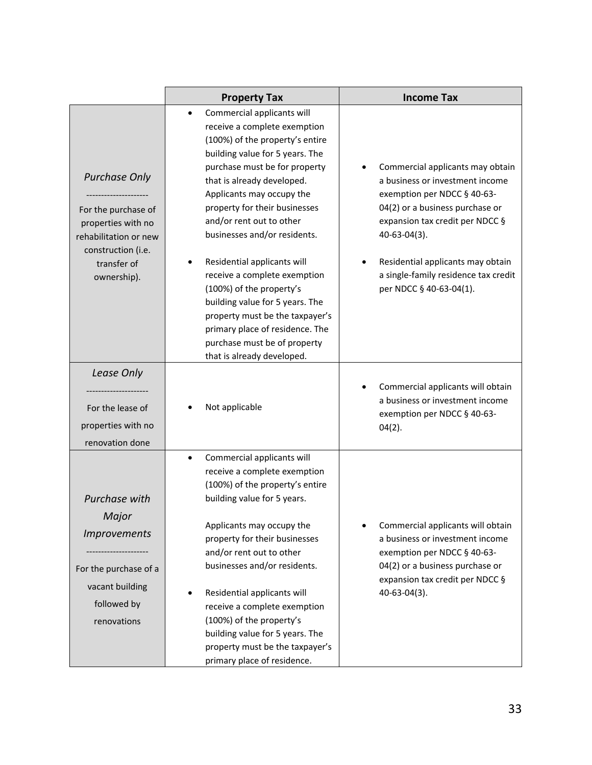| | Property Tax | Income Tax |
|---|---|---|
| *Purchase Only*<br>---------------------<br>For the purchase of properties with no rehabilitation or new construction (i.e. transfer of ownership). | • Commercial applicants will receive a complete exemption (100%) of the property's entire building value for 5 years. The purchase must be for property that is already developed. Applicants may occupy the property for their businesses and/or rent out to other businesses and/or residents.<br><br>• Residential applicants will receive a complete exemption (100%) of the property's building value for 5 years. The property must be the taxpayer's primary place of residence. The purchase must be of property that is already developed. | • Commercial applicants may obtain a business or investment income exemption per NDCC § 40-63-04(2) or a business purchase or expansion tax credit per NDCC § 40-63-04(3).<br><br>• Residential applicants may obtain a single-family residence tax credit per NDCC § 40-63-04(1). |
| *Lease Only*<br>---------------------<br>For the lease of properties with no renovation done | • Not applicable | • Commercial applicants will obtain a business or investment income exemption per NDCC § 40-63-04(2). |
| *Purchase with Major Improvements*<br>---------------------<br>For the purchase of a vacant building followed by renovations | • Commercial applicants will receive a complete exemption (100%) of the property's entire building value for 5 years.<br><br>Applicants may occupy the property for their businesses and/or rent out to other businesses and/or residents.<br><br>• Residential applicants will receive a complete exemption (100%) of the property's building value for 5 years. The property must be the taxpayer's primary place of residence. | • Commercial applicants will obtain a business or investment income exemption per NDCC § 40-63-04(2) or a business purchase or expansion tax credit per NDCC § 40-63-04(3). |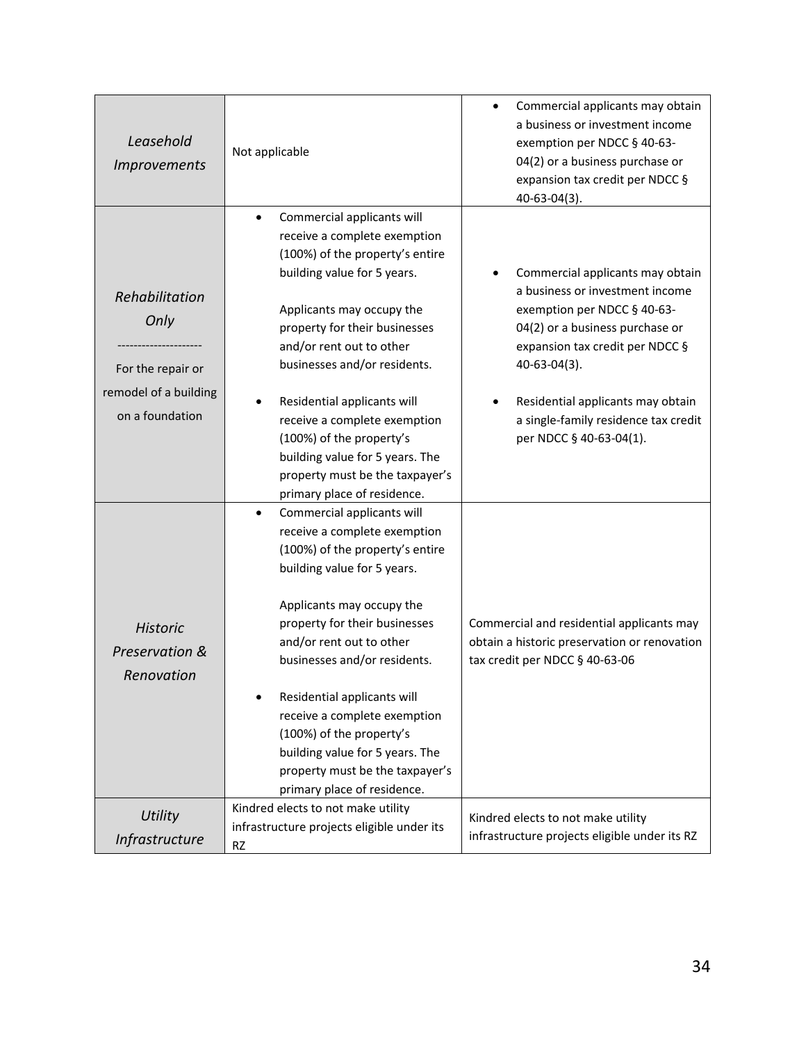| | | |
|---|---|---|
| *Leasehold Improvements* | Not applicable | • Commercial applicants may obtain a business or investment income exemption per NDCC § 40-63-04(2) or a business purchase or expansion tax credit per NDCC § 40-63-04(3). |
| *Rehabilitation Only*<br>--------------------<br>For the repair or remodel of a building on a foundation | • Commercial applicants will receive a complete exemption (100%) of the property's entire building value for 5 years.<br><br>Applicants may occupy the property for their businesses and/or rent out to other businesses and/or residents.<br><br>• Residential applicants will receive a complete exemption (100%) of the property's building value for 5 years. The property must be the taxpayer's primary place of residence. | • Commercial applicants may obtain a business or investment income exemption per NDCC § 40-63-04(2) or a business purchase or expansion tax credit per NDCC § 40-63-04(3).<br><br>• Residential applicants may obtain a single-family residence tax credit per NDCC § 40-63-04(1). |
| *Historic Preservation & Renovation* | • Commercial applicants will receive a complete exemption (100%) of the property's entire building value for 5 years.<br><br>Applicants may occupy the property for their businesses and/or rent out to other businesses and/or residents.<br><br>• Residential applicants will receive a complete exemption (100%) of the property's building value for 5 years. The property must be the taxpayer's primary place of residence. | Commercial and residential applicants may obtain a historic preservation or renovation tax credit per NDCC § 40-63-06 |
| *Utility Infrastructure* | Kindred elects to not make utility infrastructure projects eligible under its RZ | Kindred elects to not make utility infrastructure projects eligible under its RZ |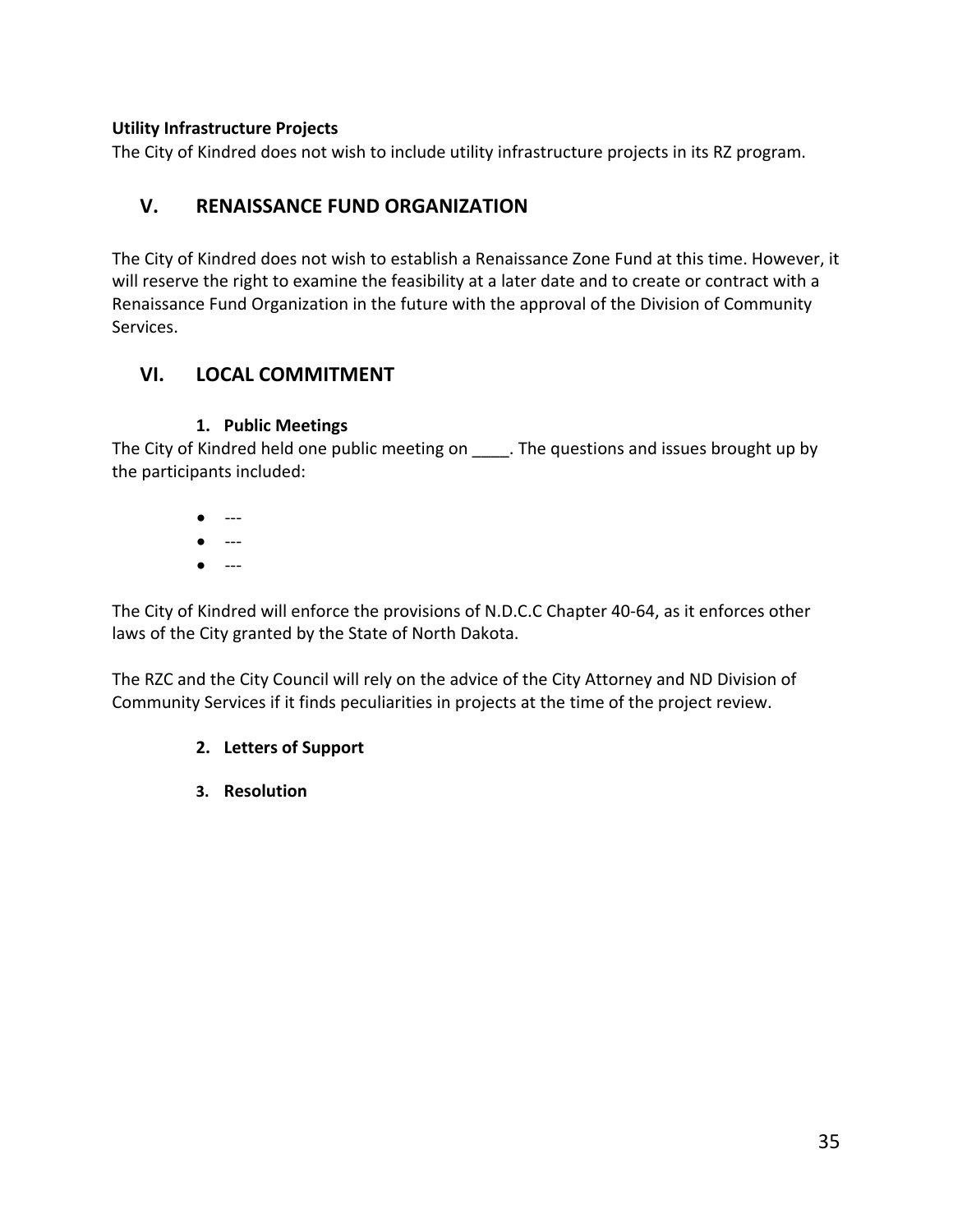**Utility Infrastructure Projects**

The City of Kindred does not wish to include utility infrastructure projects in its RZ program.

## V. RENAISSANCE FUND ORGANIZATION

The City of Kindred does not wish to establish a Renaissance Zone Fund at this time. However, it will reserve the right to examine the feasibility at a later date and to create or contract with a Renaissance Fund Organization in the future with the approval of the Division of Community Services.

## VI. LOCAL COMMITMENT

### 1. Public Meetings

The City of Kindred held one public meeting on ____. The questions and issues brought up by the participants included:

- ---
- ---
- ---

The City of Kindred will enforce the provisions of N.D.C.C Chapter 40-64, as it enforces other laws of the City granted by the State of North Dakota.

The RZC and the City Council will rely on the advice of the City Attorney and ND Division of Community Services if it finds peculiarities in projects at the time of the project review.

### 2. Letters of Support

### 3. Resolution